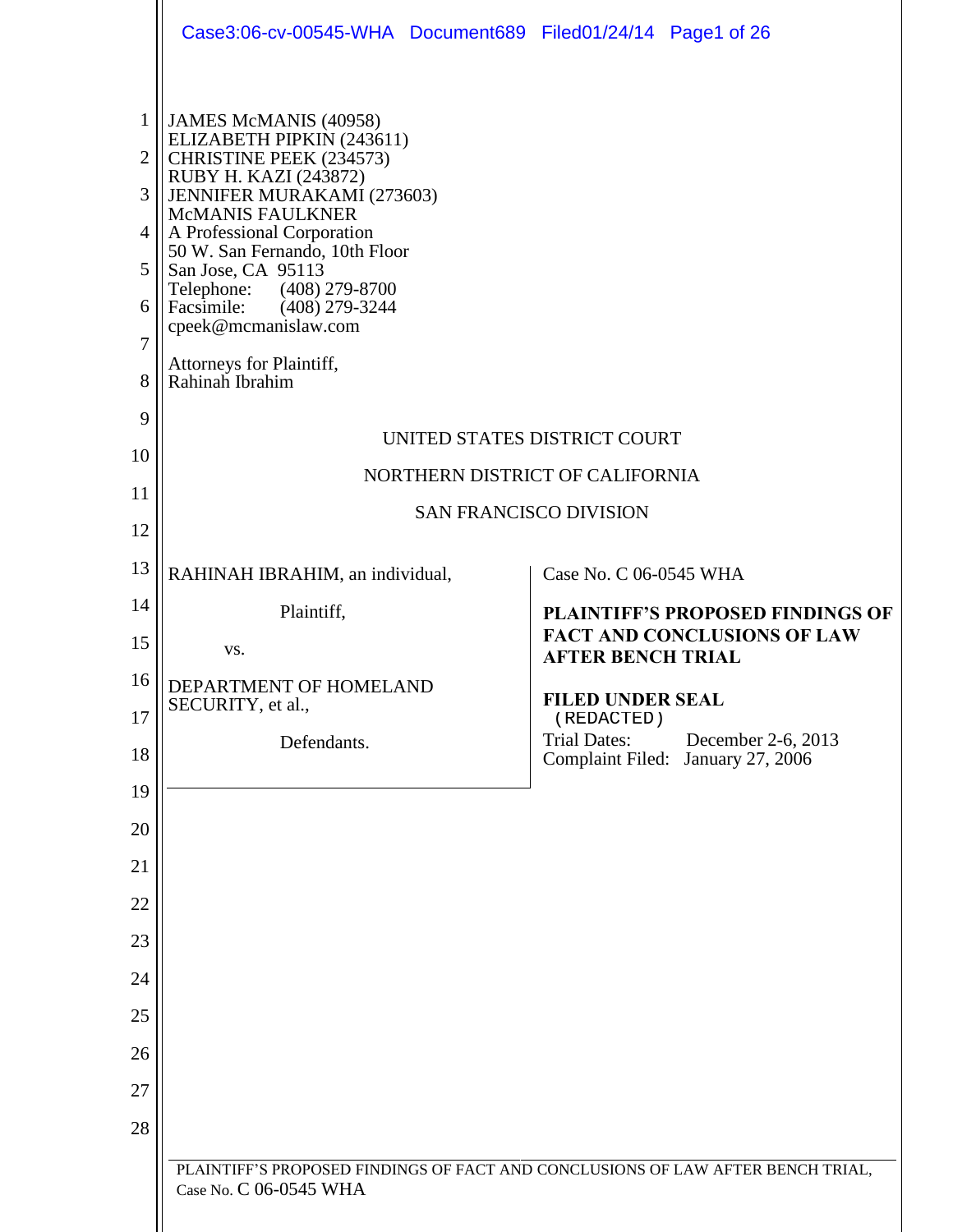JAMES McMANIS (40958)
ELIZABETH PIPKIN (243611)
CHRISTINE PEEK (234573)
RUBY H. KAZI (243872)
JENNIFER MURAKAMI (273603)
McMANIS FAULKNER
A Professional Corporation
50 W. San Fernando, 10th Floor
San Jose, CA 95113
Telephone: (408) 279-8700
Facsimile: (408) 279-3244
cpeek@mcmanislaw.com

Attorneys for Plaintiff,
Rahinah Ibrahim

UNITED STATES DISTRICT COURT

NORTHERN DISTRICT OF CALIFORNIA

SAN FRANCISCO DIVISION

RAHINAH IBRAHIM, an individual,

Plaintiff,

vs.

DEPARTMENT OF HOMELAND SECURITY, et al.,

Defendants.

Case No. C 06-0545 WHA

**PLAINTIFF'S PROPOSED FINDINGS OF FACT AND CONCLUSIONS OF LAW AFTER BENCH TRIAL**

**FILED UNDER SEAL**
(REDACTED)

Trial Dates: December 2-6, 2013
Complaint Filed: January 27, 2006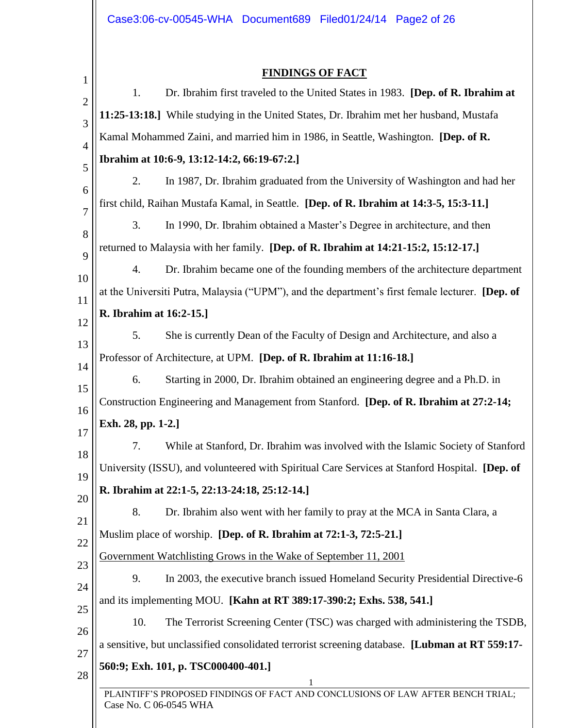## FINDINGS OF FACT

1. Dr. Ibrahim first traveled to the United States in 1983. **[Dep. of R. Ibrahim at 11:25-13:18.]** While studying in the United States, Dr. Ibrahim met her husband, Mustafa Kamal Mohammed Zaini, and married him in 1986, in Seattle, Washington. **[Dep. of R. Ibrahim at 10:6-9, 13:12-14:2, 66:19-67:2.]**

2. In 1987, Dr. Ibrahim graduated from the University of Washington and had her first child, Raihan Mustafa Kamal, in Seattle. **[Dep. of R. Ibrahim at 14:3-5, 15:3-11.]**

3. In 1990, Dr. Ibrahim obtained a Master's Degree in architecture, and then returned to Malaysia with her family. **[Dep. of R. Ibrahim at 14:21-15:2, 15:12-17.]**

4. Dr. Ibrahim became one of the founding members of the architecture department at the Universiti Putra, Malaysia ("UPM"), and the department's first female lecturer. **[Dep. of R. Ibrahim at 16:2-15.]**

5. She is currently Dean of the Faculty of Design and Architecture, and also a Professor of Architecture, at UPM. **[Dep. of R. Ibrahim at 11:16-18.]**

6. Starting in 2000, Dr. Ibrahim obtained an engineering degree and a Ph.D. in Construction Engineering and Management from Stanford. **[Dep. of R. Ibrahim at 27:2-14; Exh. 28, pp. 1-2.]**

7. While at Stanford, Dr. Ibrahim was involved with the Islamic Society of Stanford University (ISSU), and volunteered with Spiritual Care Services at Stanford Hospital. **[Dep. of R. Ibrahim at 22:1-5, 22:13-24:18, 25:12-14.]**

8. Dr. Ibrahim also went with her family to pray at the MCA in Santa Clara, a Muslim place of worship. **[Dep. of R. Ibrahim at 72:1-3, 72:5-21.]**

<u>Government Watchlisting Grows in the Wake of September 11, 2001</u>

9. In 2003, the executive branch issued Homeland Security Presidential Directive-6 and its implementing MOU. **[Kahn at RT 389:17-390:2; Exhs. 538, 541.]**

10. The Terrorist Screening Center (TSC) was charged with administering the TSDB, a sensitive, but unclassified consolidated terrorist screening database. **[Lubman at RT 559:17-560:9; Exh. 101, p. TSC000400-401.]**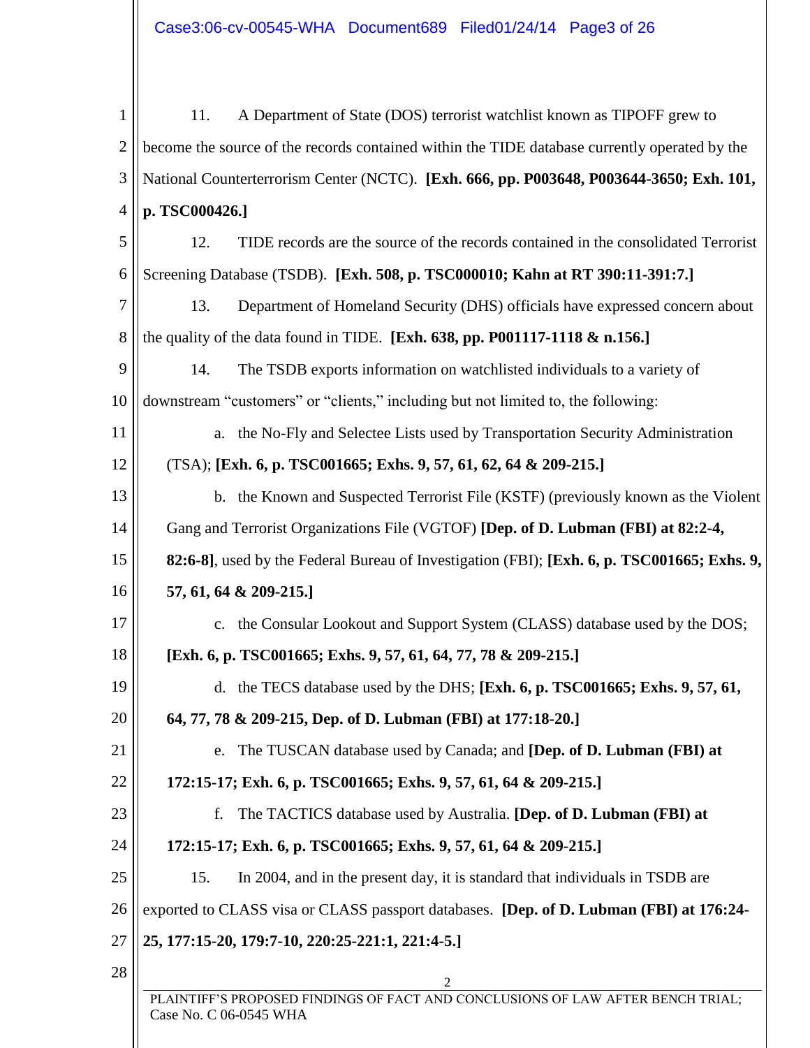11. A Department of State (DOS) terrorist watchlist known as TIPOFF grew to become the source of the records contained within the TIDE database currently operated by the National Counterterrorism Center (NCTC). **[Exh. 666, pp. P003648, P003644-3650; Exh. 101, p. TSC000426.]**

12. TIDE records are the source of the records contained in the consolidated Terrorist Screening Database (TSDB). **[Exh. 508, p. TSC000010; Kahn at RT 390:11-391:7.]**

13. Department of Homeland Security (DHS) officials have expressed concern about the quality of the data found in TIDE. **[Exh. 638, pp. P001117-1118 & n.156.]**

14. The TSDB exports information on watchlisted individuals to a variety of downstream "customers" or "clients," including but not limited to, the following:

a. the No-Fly and Selectee Lists used by Transportation Security Administration (TSA); **[Exh. 6, p. TSC001665; Exhs. 9, 57, 61, 62, 64 & 209-215.]**

b. the Known and Suspected Terrorist File (KSTF) (previously known as the Violent Gang and Terrorist Organizations File (VGTOF) **[Dep. of D. Lubman (FBI) at 82:2-4, 82:6-8]**, used by the Federal Bureau of Investigation (FBI); **[Exh. 6, p. TSC001665; Exhs. 9, 57, 61, 64 & 209-215.]**

c. the Consular Lookout and Support System (CLASS) database used by the DOS; **[Exh. 6, p. TSC001665; Exhs. 9, 57, 61, 64, 77, 78 & 209-215.]**

d. the TECS database used by the DHS; **[Exh. 6, p. TSC001665; Exhs. 9, 57, 61, 64, 77, 78 & 209-215, Dep. of D. Lubman (FBI) at 177:18-20.]**

e. The TUSCAN database used by Canada; and **[Dep. of D. Lubman (FBI) at 172:15-17; Exh. 6, p. TSC001665; Exhs. 9, 57, 61, 64 & 209-215.]**

f. The TACTICS database used by Australia. **[Dep. of D. Lubman (FBI) at 172:15-17; Exh. 6, p. TSC001665; Exhs. 9, 57, 61, 64 & 209-215.]**

15. In 2004, and in the present day, it is standard that individuals in TSDB are exported to CLASS visa or CLASS passport databases. **[Dep. of D. Lubman (FBI) at 176:24-25, 177:15-20, 179:7-10, 220:25-221:1, 221:4-5.]**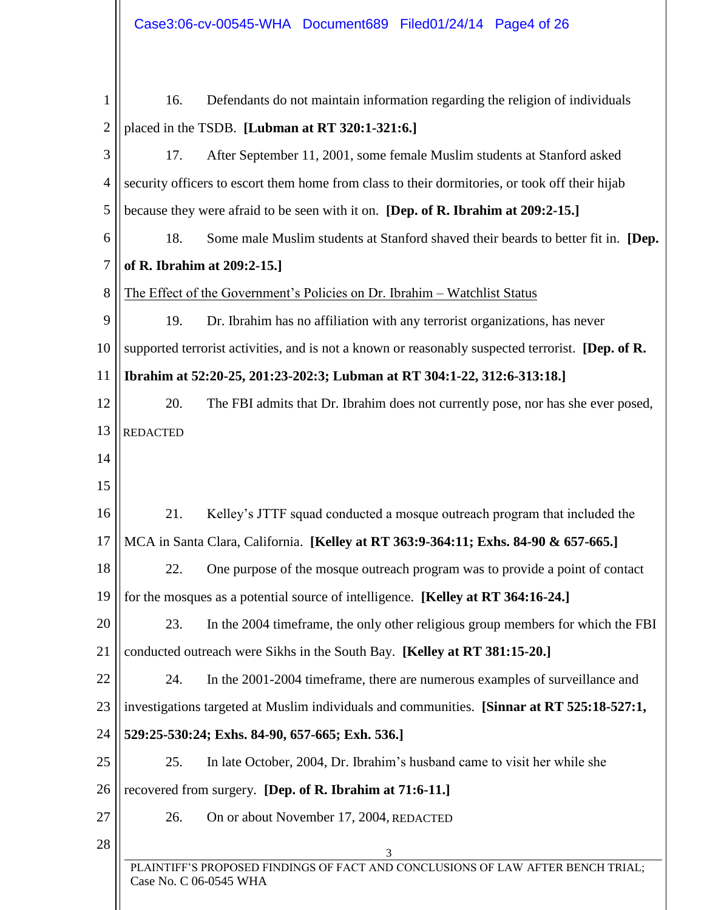16. Defendants do not maintain information regarding the religion of individuals placed in the TSDB. **[Lubman at RT 320:1-321:6.]**

17. After September 11, 2001, some female Muslim students at Stanford asked security officers to escort them home from class to their dormitories, or took off their hijab because they were afraid to be seen with it on. **[Dep. of R. Ibrahim at 209:2-15.]**

18. Some male Muslim students at Stanford shaved their beards to better fit in. **[Dep. of R. Ibrahim at 209:2-15.]**

The Effect of the Government's Policies on Dr. Ibrahim – Watchlist Status

19. Dr. Ibrahim has no affiliation with any terrorist organizations, has never supported terrorist activities, and is not a known or reasonably suspected terrorist. **[Dep. of R. Ibrahim at 52:20-25, 201:23-202:3; Lubman at RT 304:1-22, 312:6-313:18.]**

20. The FBI admits that Dr. Ibrahim does not currently pose, nor has she ever posed, REDACTED

21. Kelley's JTTF squad conducted a mosque outreach program that included the MCA in Santa Clara, California. **[Kelley at RT 363:9-364:11; Exhs. 84-90 & 657-665.]**

22. One purpose of the mosque outreach program was to provide a point of contact for the mosques as a potential source of intelligence. **[Kelley at RT 364:16-24.]**

23. In the 2004 timeframe, the only other religious group members for which the FBI conducted outreach were Sikhs in the South Bay. **[Kelley at RT 381:15-20.]**

24. In the 2001-2004 timeframe, there are numerous examples of surveillance and investigations targeted at Muslim individuals and communities. **[Sinnar at RT 525:18-527:1, 529:25-530:24; Exhs. 84-90, 657-665; Exh. 536.]**

25. In late October, 2004, Dr. Ibrahim's husband came to visit her while she recovered from surgery. **[Dep. of R. Ibrahim at 71:6-11.]**

26. On or about November 17, 2004, REDACTED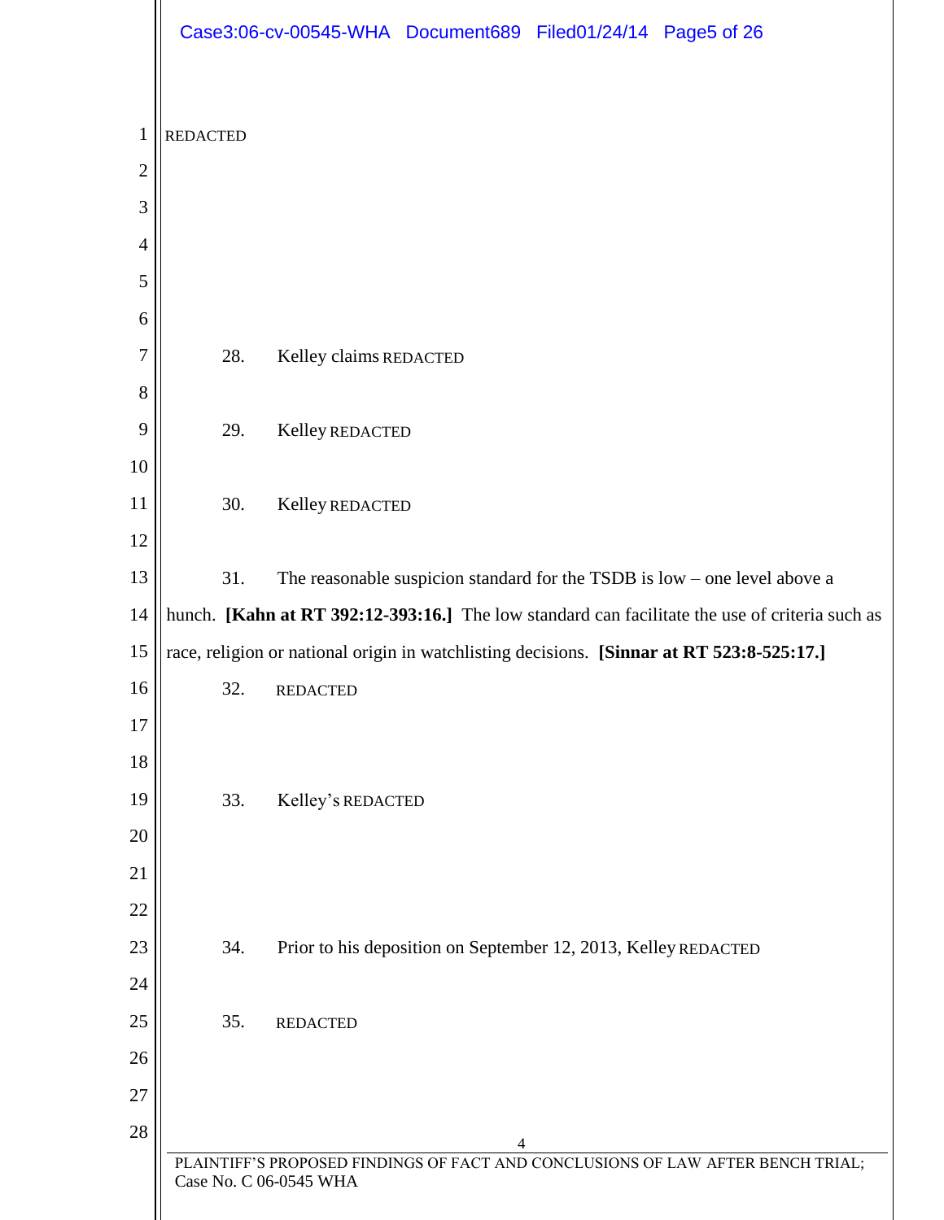REDACTED

28. Kelley claims REDACTED

29. Kelley REDACTED

30. Kelley REDACTED

31. The reasonable suspicion standard for the TSDB is low – one level above a hunch. **[Kahn at RT 392:12-393:16.]** The low standard can facilitate the use of criteria such as race, religion or national origin in watchlisting decisions. **[Sinnar at RT 523:8-525:17.]**

32. REDACTED

33. Kelley's REDACTED

34. Prior to his deposition on September 12, 2013, Kelley REDACTED

35. REDACTED

PLAINTIFF'S PROPOSED FINDINGS OF FACT AND CONCLUSIONS OF LAW AFTER BENCH TRIAL; Case No. C 06-0545 WHA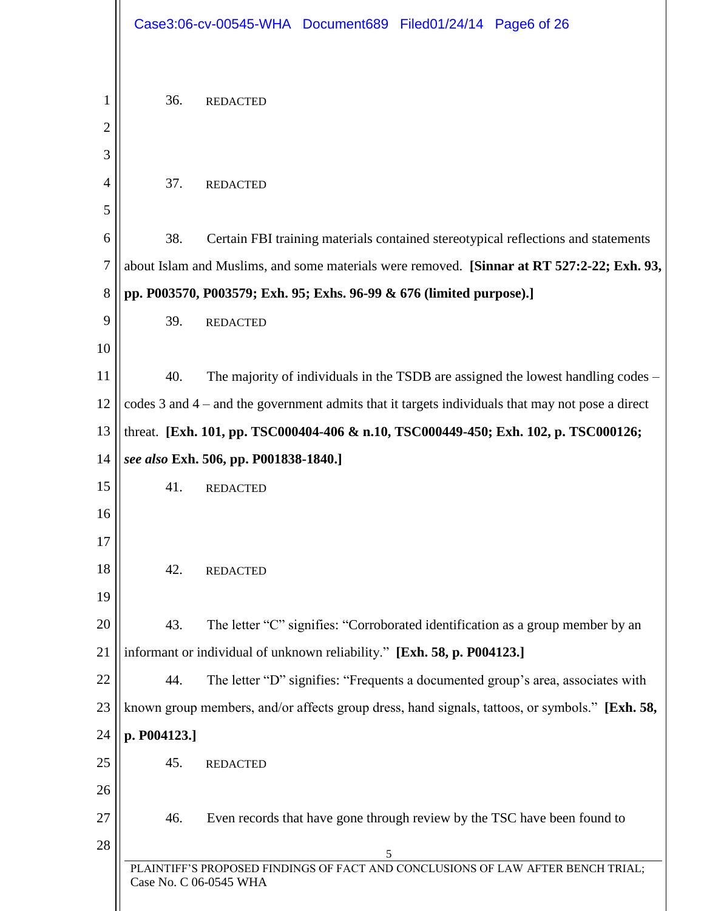36. REDACTED

37. REDACTED

38. Certain FBI training materials contained stereotypical reflections and statements about Islam and Muslims, and some materials were removed. **[Sinnar at RT 527:2-22; Exh. 93, pp. P003570, P003579; Exh. 95; Exhs. 96-99 & 676 (limited purpose).]**

39. REDACTED

40. The majority of individuals in the TSDB are assigned the lowest handling codes – codes 3 and 4 – and the government admits that it targets individuals that may not pose a direct threat. **[Exh. 101, pp. TSC000404-406 & n.10, TSC000449-450; Exh. 102, p. TSC000126; *see also* Exh. 506, pp. P001838-1840.]**

41. REDACTED

42. REDACTED

43. The letter "C" signifies: "Corroborated identification as a group member by an informant or individual of unknown reliability." **[Exh. 58, p. P004123.]**

44. The letter "D" signifies: "Frequents a documented group's area, associates with known group members, and/or affects group dress, hand signals, tattoos, or symbols." **[Exh. 58, p. P004123.]**

45. REDACTED

46. Even records that have gone through review by the TSC have been found to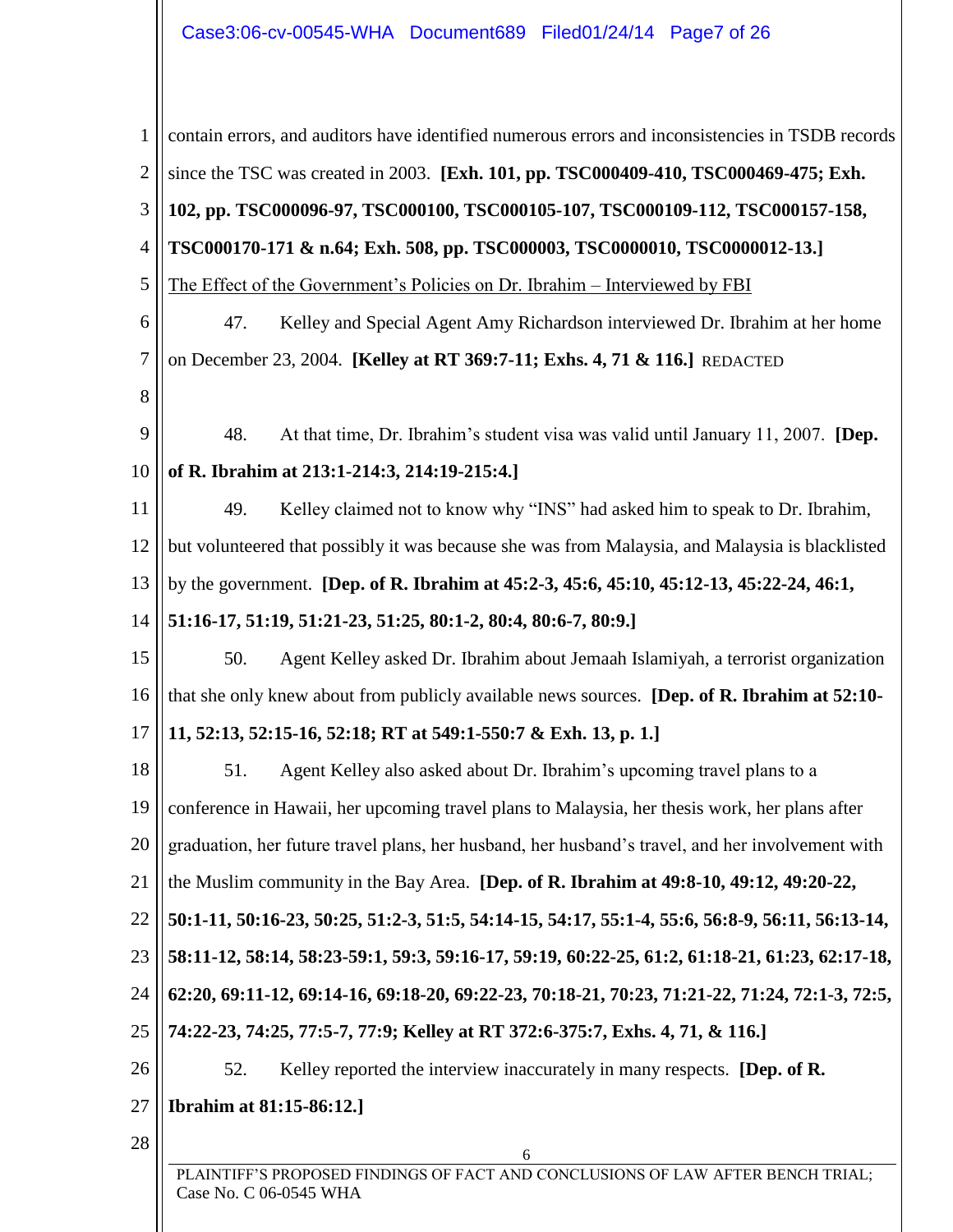contain errors, and auditors have identified numerous errors and inconsistencies in TSDB records since the TSC was created in 2003. **[Exh. 101, pp. TSC000409-410, TSC000469-475; Exh. 102, pp. TSC000096-97, TSC000100, TSC000105-107, TSC000109-112, TSC000157-158, TSC000170-171 & n.64; Exh. 508, pp. TSC000003, TSC0000010, TSC0000012-13.]**

The Effect of the Government's Policies on Dr. Ibrahim – Interviewed by FBI

47. Kelley and Special Agent Amy Richardson interviewed Dr. Ibrahim at her home on December 23, 2004. **[Kelley at RT 369:7-11; Exhs. 4, 71 & 116.]** REDACTED

48. At that time, Dr. Ibrahim's student visa was valid until January 11, 2007. **[Dep. of R. Ibrahim at 213:1-214:3, 214:19-215:4.]**

49. Kelley claimed not to know why "INS" had asked him to speak to Dr. Ibrahim, but volunteered that possibly it was because she was from Malaysia, and Malaysia is blacklisted by the government. **[Dep. of R. Ibrahim at 45:2-3, 45:6, 45:10, 45:12-13, 45:22-24, 46:1, 51:16-17, 51:19, 51:21-23, 51:25, 80:1-2, 80:4, 80:6-7, 80:9.]**

50. Agent Kelley asked Dr. Ibrahim about Jemaah Islamiyah, a terrorist organization that she only knew about from publicly available news sources. **[Dep. of R. Ibrahim at 52:10-11, 52:13, 52:15-16, 52:18; RT at 549:1-550:7 & Exh. 13, p. 1.]**

51. Agent Kelley also asked about Dr. Ibrahim's upcoming travel plans to a conference in Hawaii, her upcoming travel plans to Malaysia, her thesis work, her plans after graduation, her future travel plans, her husband, her husband's travel, and her involvement with the Muslim community in the Bay Area. **[Dep. of R. Ibrahim at 49:8-10, 49:12, 49:20-22, 50:1-11, 50:16-23, 50:25, 51:2-3, 51:5, 54:14-15, 54:17, 55:1-4, 55:6, 56:8-9, 56:11, 56:13-14, 58:11-12, 58:14, 58:23-59:1, 59:3, 59:16-17, 59:19, 60:22-25, 61:2, 61:18-21, 61:23, 62:17-18, 62:20, 69:11-12, 69:14-16, 69:18-20, 69:22-23, 70:18-21, 70:23, 71:21-22, 71:24, 72:1-3, 72:5, 74:22-23, 74:25, 77:5-7, 77:9; Kelley at RT 372:6-375:7, Exhs. 4, 71, & 116.]**

52. Kelley reported the interview inaccurately in many respects. **[Dep. of R. Ibrahim at 81:15-86:12.]**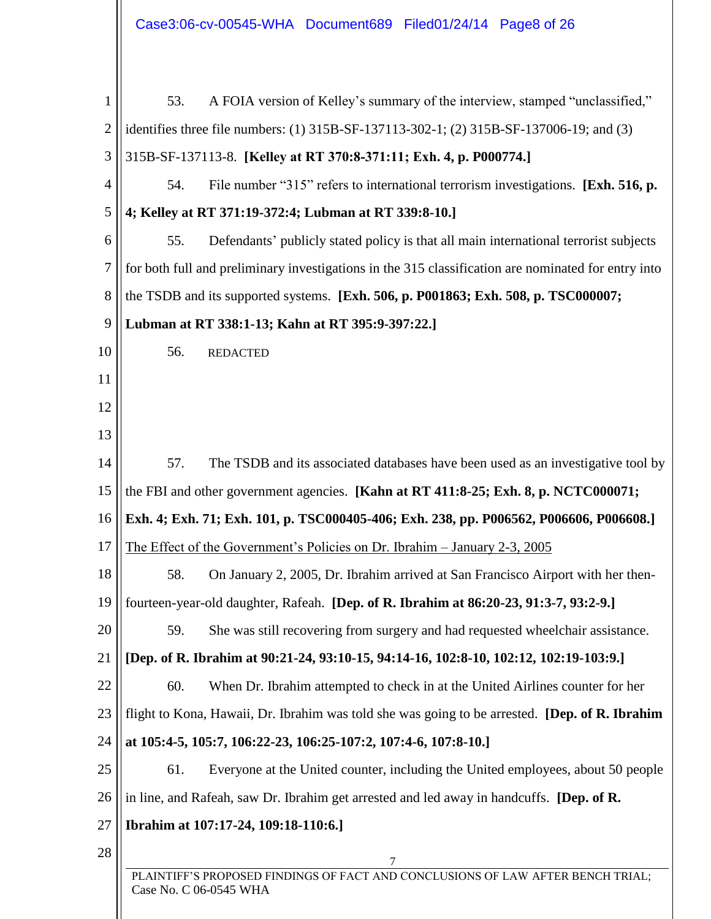53. A FOIA version of Kelley's summary of the interview, stamped "unclassified," identifies three file numbers: (1) 315B-SF-137113-302-1; (2) 315B-SF-137006-19; and (3) 315B-SF-137113-8. **[Kelley at RT 370:8-371:11; Exh. 4, p. P000774.]**

54. File number "315" refers to international terrorism investigations. **[Exh. 516, p. 4; Kelley at RT 371:19-372:4; Lubman at RT 339:8-10.]**

55. Defendants' publicly stated policy is that all main international terrorist subjects for both full and preliminary investigations in the 315 classification are nominated for entry into the TSDB and its supported systems. **[Exh. 506, p. P001863; Exh. 508, p. TSC000007; Lubman at RT 338:1-13; Kahn at RT 395:9-397:22.]**

56. REDACTED

57. The TSDB and its associated databases have been used as an investigative tool by the FBI and other government agencies. **[Kahn at RT 411:8-25; Exh. 8, p. NCTC000071; Exh. 4; Exh. 71; Exh. 101, p. TSC000405-406; Exh. 238, pp. P006562, P006606, P006608.]**

<u>The Effect of the Government's Policies on Dr. Ibrahim – January 2-3, 2005</u>

58. On January 2, 2005, Dr. Ibrahim arrived at San Francisco Airport with her then-fourteen-year-old daughter, Rafeah. **[Dep. of R. Ibrahim at 86:20-23, 91:3-7, 93:2-9.]**

59. She was still recovering from surgery and had requested wheelchair assistance. **[Dep. of R. Ibrahim at 90:21-24, 93:10-15, 94:14-16, 102:8-10, 102:12, 102:19-103:9.]**

60. When Dr. Ibrahim attempted to check in at the United Airlines counter for her flight to Kona, Hawaii, Dr. Ibrahim was told she was going to be arrested. **[Dep. of R. Ibrahim at 105:4-5, 105:7, 106:22-23, 106:25-107:2, 107:4-6, 107:8-10.]**

61. Everyone at the United counter, including the United employees, about 50 people in line, and Rafeah, saw Dr. Ibrahim get arrested and led away in handcuffs. **[Dep. of R. Ibrahim at 107:17-24, 109:18-110:6.]**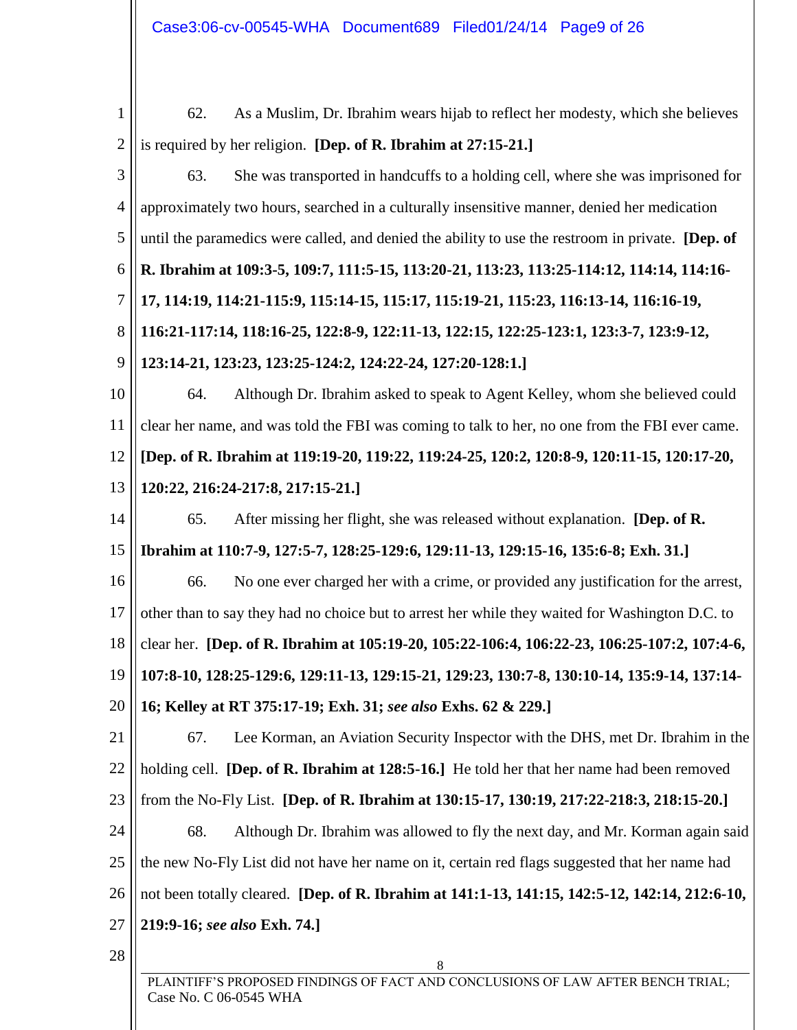62. As a Muslim, Dr. Ibrahim wears hijab to reflect her modesty, which she believes is required by her religion. **[Dep. of R. Ibrahim at 27:15-21.]**

63. She was transported in handcuffs to a holding cell, where she was imprisoned for approximately two hours, searched in a culturally insensitive manner, denied her medication until the paramedics were called, and denied the ability to use the restroom in private. **[Dep. of R. Ibrahim at 109:3-5, 109:7, 111:5-15, 113:20-21, 113:23, 113:25-114:12, 114:14, 114:16-17, 114:19, 114:21-115:9, 115:14-15, 115:17, 115:19-21, 115:23, 116:13-14, 116:16-19, 116:21-117:14, 118:16-25, 122:8-9, 122:11-13, 122:15, 122:25-123:1, 123:3-7, 123:9-12, 123:14-21, 123:23, 123:25-124:2, 124:22-24, 127:20-128:1.]**

64. Although Dr. Ibrahim asked to speak to Agent Kelley, whom she believed could clear her name, and was told the FBI was coming to talk to her, no one from the FBI ever came. **[Dep. of R. Ibrahim at 119:19-20, 119:22, 119:24-25, 120:2, 120:8-9, 120:11-15, 120:17-20, 120:22, 216:24-217:8, 217:15-21.]**

65. After missing her flight, she was released without explanation. **[Dep. of R. Ibrahim at 110:7-9, 127:5-7, 128:25-129:6, 129:11-13, 129:15-16, 135:6-8; Exh. 31.]**

66. No one ever charged her with a crime, or provided any justification for the arrest, other than to say they had no choice but to arrest her while they waited for Washington D.C. to clear her. **[Dep. of R. Ibrahim at 105:19-20, 105:22-106:4, 106:22-23, 106:25-107:2, 107:4-6, 107:8-10, 128:25-129:6, 129:11-13, 129:15-21, 129:23, 130:7-8, 130:10-14, 135:9-14, 137:14-16; Kelley at RT 375:17-19; Exh. 31; *see also* Exhs. 62 & 229.]**

67. Lee Korman, an Aviation Security Inspector with the DHS, met Dr. Ibrahim in the holding cell. **[Dep. of R. Ibrahim at 128:5-16.]** He told her that her name had been removed from the No-Fly List. **[Dep. of R. Ibrahim at 130:15-17, 130:19, 217:22-218:3, 218:15-20.]**

68. Although Dr. Ibrahim was allowed to fly the next day, and Mr. Korman again said the new No-Fly List did not have her name on it, certain red flags suggested that her name had not been totally cleared. **[Dep. of R. Ibrahim at 141:1-13, 141:15, 142:5-12, 142:14, 212:6-10, 219:9-16; *see also* Exh. 74.]**

PLAINTIFF'S PROPOSED FINDINGS OF FACT AND CONCLUSIONS OF LAW AFTER BENCH TRIAL; Case No. C 06-0545 WHA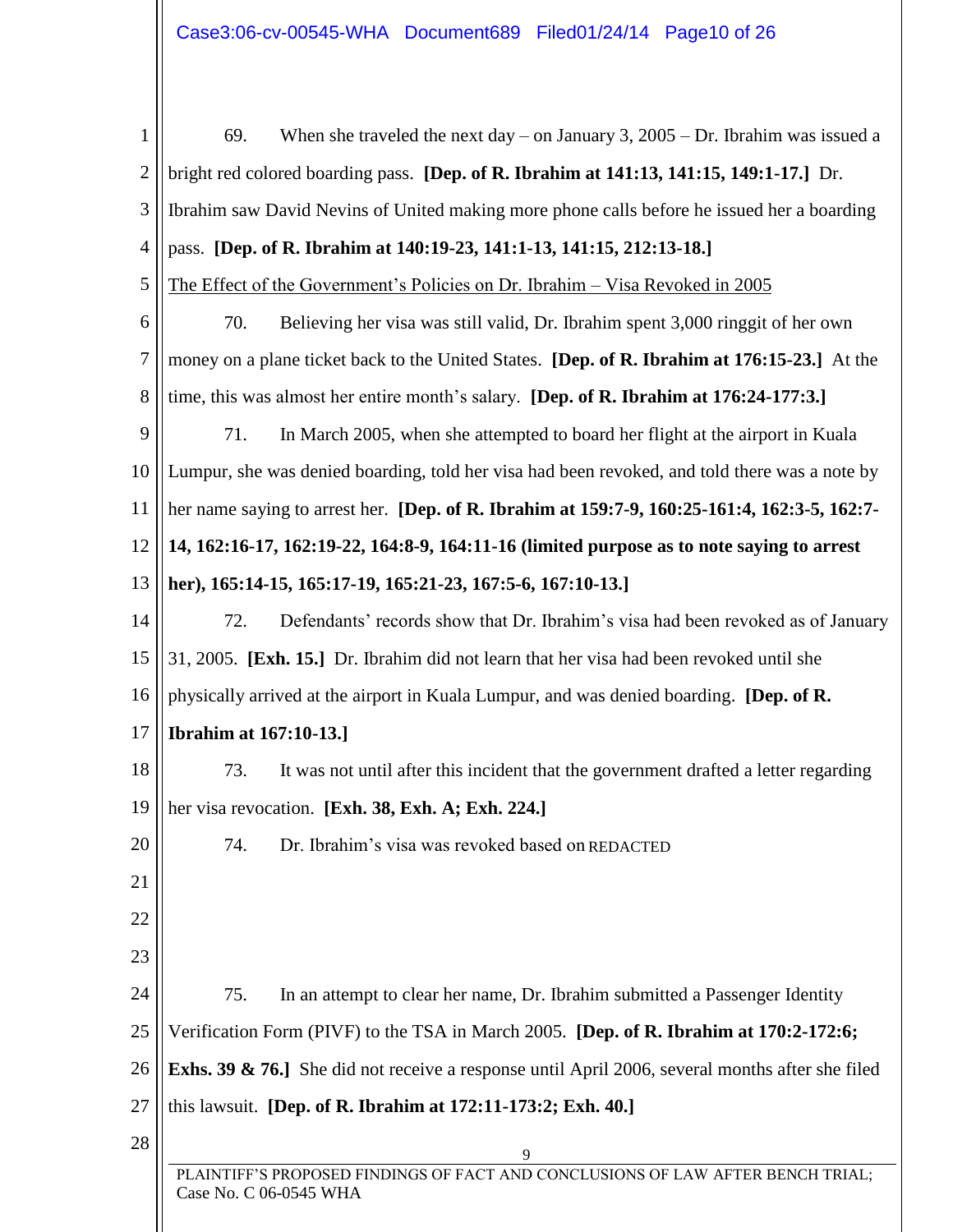69. When she traveled the next day – on January 3, 2005 – Dr. Ibrahim was issued a bright red colored boarding pass. **[Dep. of R. Ibrahim at 141:13, 141:15, 149:1-17.]** Dr. Ibrahim saw David Nevins of United making more phone calls before he issued her a boarding pass. **[Dep. of R. Ibrahim at 140:19-23, 141:1-13, 141:15, 212:13-18.]**

<u>The Effect of the Government's Policies on Dr. Ibrahim – Visa Revoked in 2005</u>

70. Believing her visa was still valid, Dr. Ibrahim spent 3,000 ringgit of her own money on a plane ticket back to the United States. **[Dep. of R. Ibrahim at 176:15-23.]** At the time, this was almost her entire month's salary. **[Dep. of R. Ibrahim at 176:24-177:3.]**

71. In March 2005, when she attempted to board her flight at the airport in Kuala Lumpur, she was denied boarding, told her visa had been revoked, and told there was a note by her name saying to arrest her. **[Dep. of R. Ibrahim at 159:7-9, 160:25-161:4, 162:3-5, 162:7-14, 162:16-17, 162:19-22, 164:8-9, 164:11-16 (limited purpose as to note saying to arrest her), 165:14-15, 165:17-19, 165:21-23, 167:5-6, 167:10-13.]**

72. Defendants' records show that Dr. Ibrahim's visa had been revoked as of January 31, 2005. **[Exh. 15.]** Dr. Ibrahim did not learn that her visa had been revoked until she physically arrived at the airport in Kuala Lumpur, and was denied boarding. **[Dep. of R. Ibrahim at 167:10-13.]**

73. It was not until after this incident that the government drafted a letter regarding her visa revocation. **[Exh. 38, Exh. A; Exh. 224.]**

74. Dr. Ibrahim's visa was revoked based on REDACTED

75. In an attempt to clear her name, Dr. Ibrahim submitted a Passenger Identity Verification Form (PIVF) to the TSA in March 2005. **[Dep. of R. Ibrahim at 170:2-172:6; Exhs. 39 & 76.]** She did not receive a response until April 2006, several months after she filed this lawsuit. **[Dep. of R. Ibrahim at 172:11-173:2; Exh. 40.]**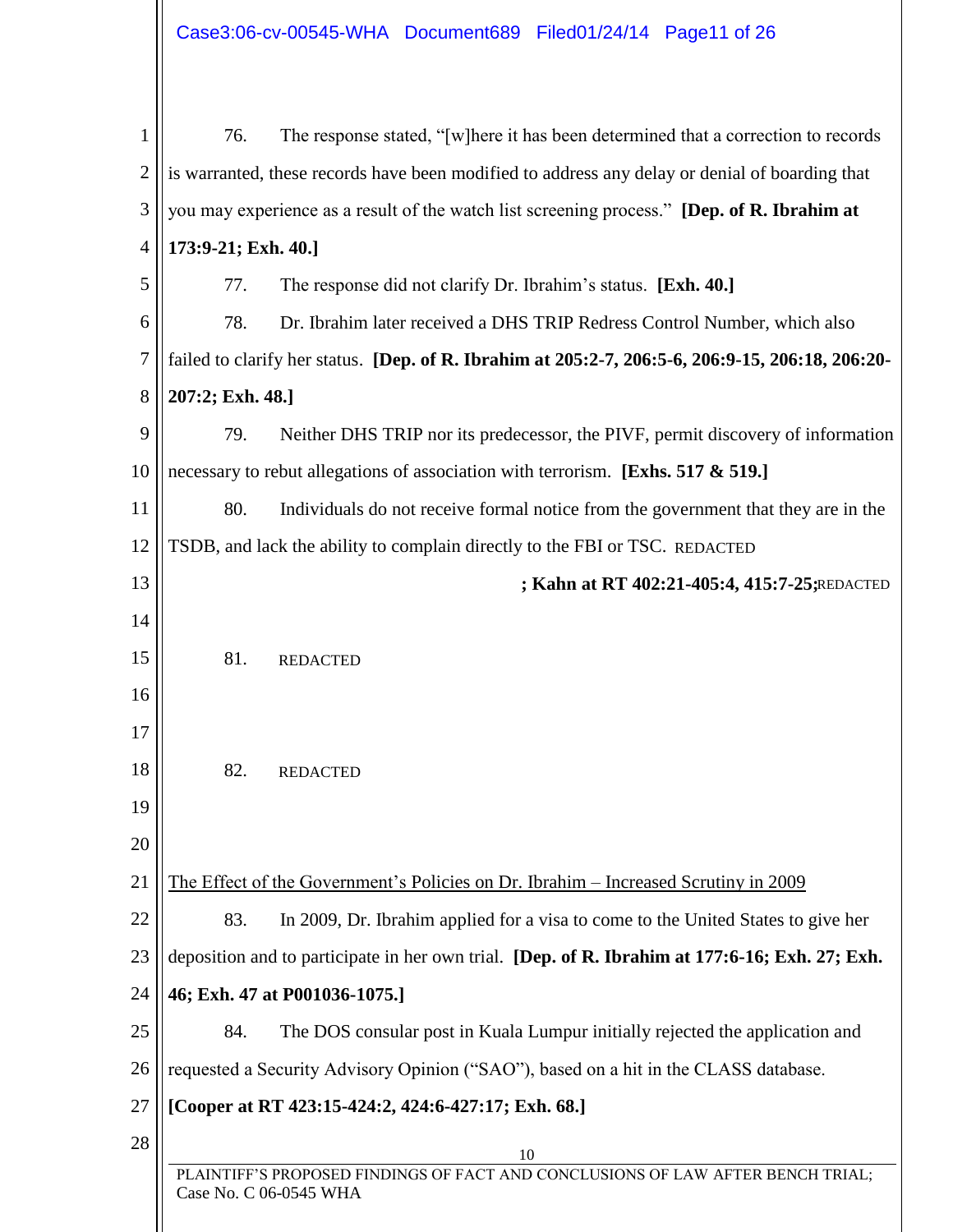76. The response stated, "[w]here it has been determined that a correction to records is warranted, these records have been modified to address any delay or denial of boarding that you may experience as a result of the watch list screening process." **[Dep. of R. Ibrahim at 173:9-21; Exh. 40.]**

77. The response did not clarify Dr. Ibrahim's status. **[Exh. 40.]**

78. Dr. Ibrahim later received a DHS TRIP Redress Control Number, which also failed to clarify her status. **[Dep. of R. Ibrahim at 205:2-7, 206:5-6, 206:9-15, 206:18, 206:20-207:2; Exh. 48.]**

79. Neither DHS TRIP nor its predecessor, the PIVF, permit discovery of information necessary to rebut allegations of association with terrorism. **[Exhs. 517 & 519.]**

80. Individuals do not receive formal notice from the government that they are in the TSDB, and lack the ability to complain directly to the FBI or TSC. REDACTED **; Kahn at RT 402:21-405:4, 415:7-25;** REDACTED

81. REDACTED

82. REDACTED

The Effect of the Government's Policies on Dr. Ibrahim – Increased Scrutiny in 2009

83. In 2009, Dr. Ibrahim applied for a visa to come to the United States to give her deposition and to participate in her own trial. **[Dep. of R. Ibrahim at 177:6-16; Exh. 27; Exh. 46; Exh. 47 at P001036-1075.]**

84. The DOS consular post in Kuala Lumpur initially rejected the application and requested a Security Advisory Opinion ("SAO"), based on a hit in the CLASS database. **[Cooper at RT 423:15-424:2, 424:6-427:17; Exh. 68.]**

PLAINTIFF'S PROPOSED FINDINGS OF FACT AND CONCLUSIONS OF LAW AFTER BENCH TRIAL; Case No. C 06-0545 WHA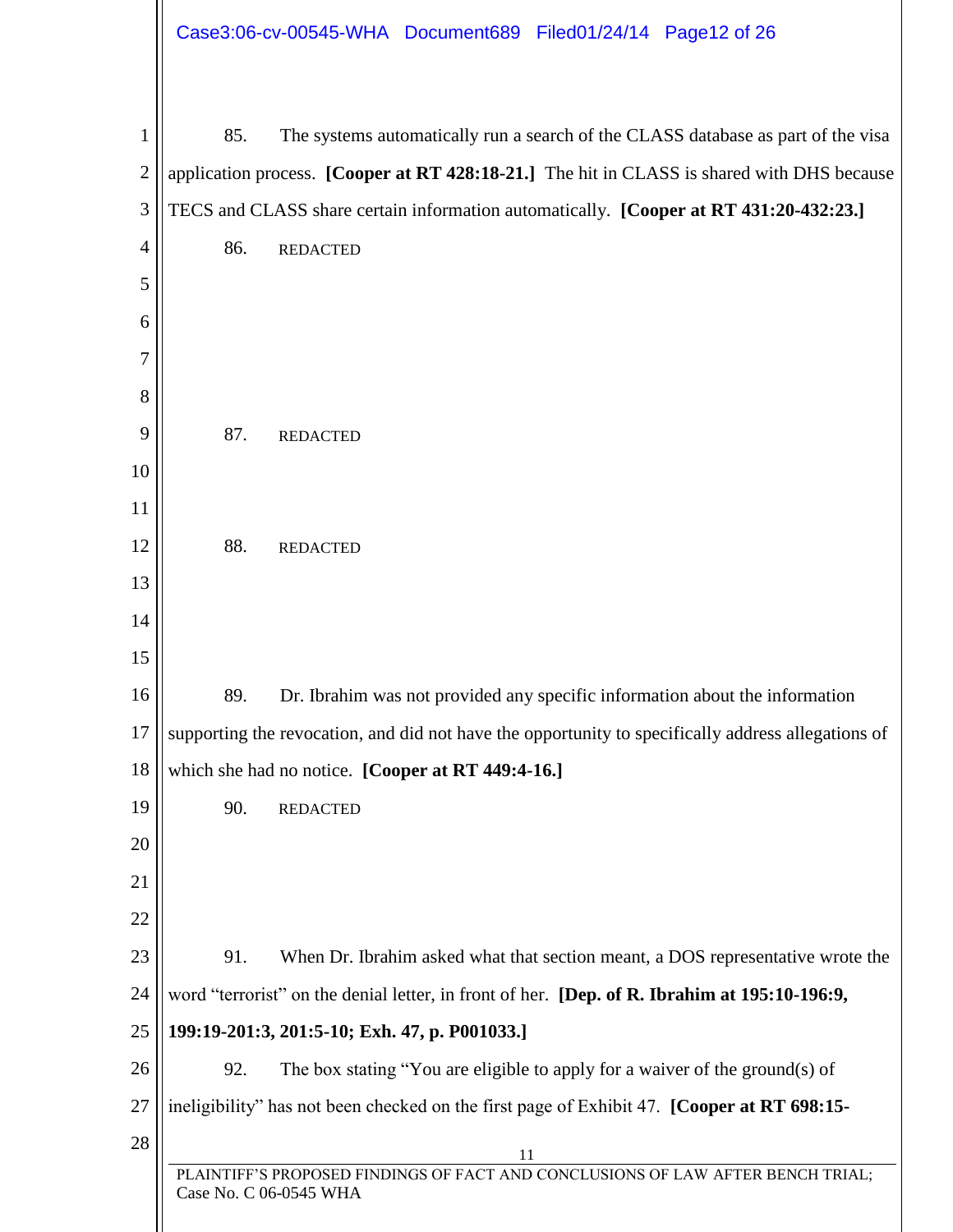85. The systems automatically run a search of the CLASS database as part of the visa application process. **[Cooper at RT 428:18-21.]** The hit in CLASS is shared with DHS because TECS and CLASS share certain information automatically. **[Cooper at RT 431:20-432:23.]**

86. REDACTED

87. REDACTED

88. REDACTED

89. Dr. Ibrahim was not provided any specific information about the information supporting the revocation, and did not have the opportunity to specifically address allegations of which she had no notice. **[Cooper at RT 449:4-16.]**

90. REDACTED

91. When Dr. Ibrahim asked what that section meant, a DOS representative wrote the word "terrorist" on the denial letter, in front of her. **[Dep. of R. Ibrahim at 195:10-196:9, 199:19-201:3, 201:5-10; Exh. 47, p. P001033.]**

92. The box stating "You are eligible to apply for a waiver of the ground(s) of ineligibility" has not been checked on the first page of Exhibit 47. **[Cooper at RT 698:15-**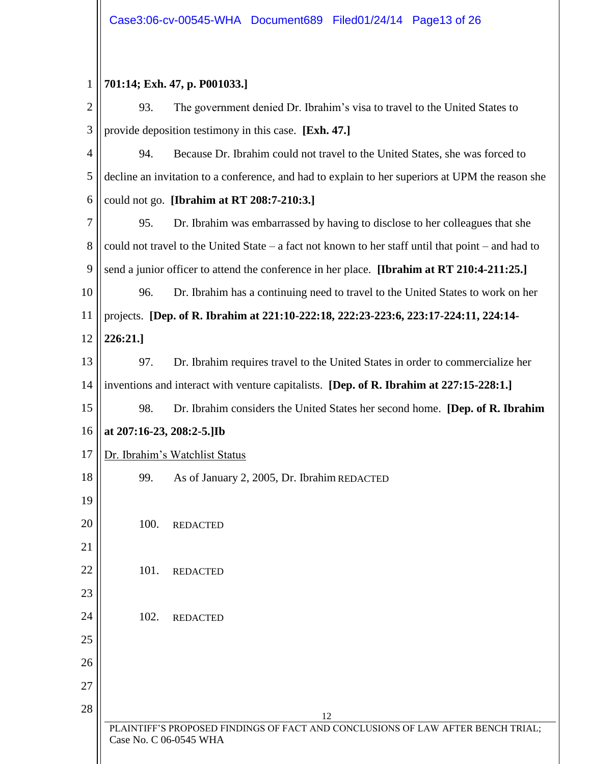**701:14; Exh. 47, p. P001033.]**

93. The government denied Dr. Ibrahim's visa to travel to the United States to provide deposition testimony in this case. **[Exh. 47.]**

94. Because Dr. Ibrahim could not travel to the United States, she was forced to decline an invitation to a conference, and had to explain to her superiors at UPM the reason she could not go. **[Ibrahim at RT 208:7-210:3.]**

95. Dr. Ibrahim was embarrassed by having to disclose to her colleagues that she could not travel to the United State – a fact not known to her staff until that point – and had to send a junior officer to attend the conference in her place. **[Ibrahim at RT 210:4-211:25.]**

96. Dr. Ibrahim has a continuing need to travel to the United States to work on her projects. **[Dep. of R. Ibrahim at 221:10-222:18, 222:23-223:6, 223:17-224:11, 224:14-226:21.]**

97. Dr. Ibrahim requires travel to the United States in order to commercialize her inventions and interact with venture capitalists. **[Dep. of R. Ibrahim at 227:15-228:1.]**

98. Dr. Ibrahim considers the United States her second home. **[Dep. of R. Ibrahim at 207:16-23, 208:2-5.]Ib**

Dr. Ibrahim's Watchlist Status

99. As of January 2, 2005, Dr. Ibrahim REDACTED

100. REDACTED

101. REDACTED

102. REDACTED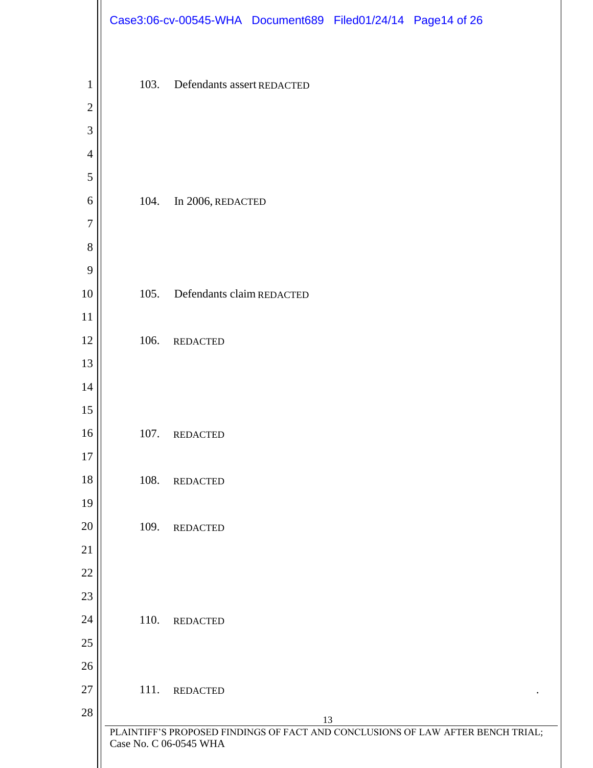103. Defendants assert REDACTED

104. In 2006, REDACTED

105. Defendants claim REDACTED

106. REDACTED

107. REDACTED

108. REDACTED

109. REDACTED

110. REDACTED

111. REDACTED .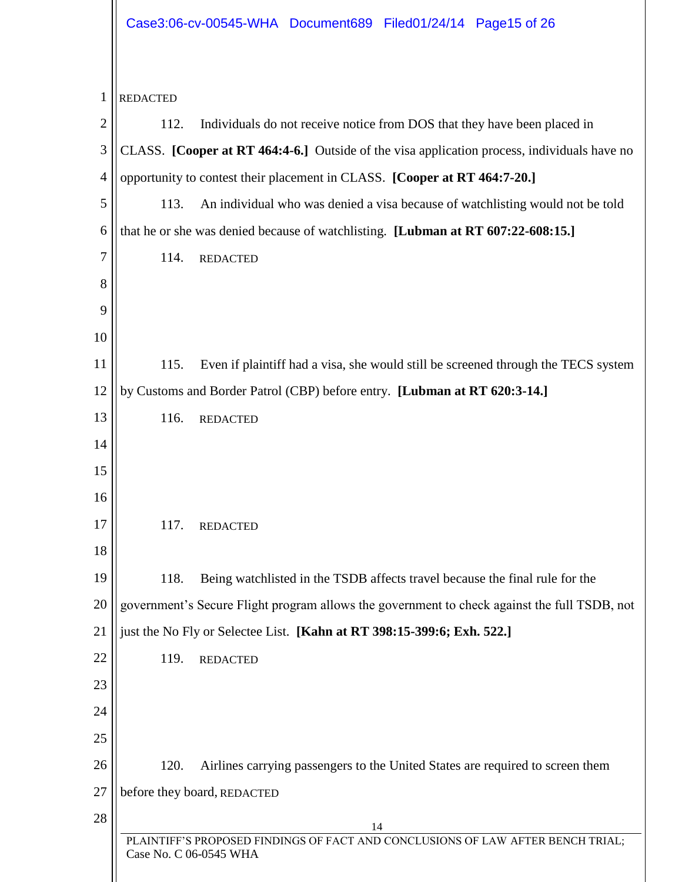REDACTED

112. Individuals do not receive notice from DOS that they have been placed in CLASS. **[Cooper at RT 464:4-6.]** Outside of the visa application process, individuals have no opportunity to contest their placement in CLASS. **[Cooper at RT 464:7-20.]**

113. An individual who was denied a visa because of watchlisting would not be told that he or she was denied because of watchlisting. **[Lubman at RT 607:22-608:15.]**

114. REDACTED

115. Even if plaintiff had a visa, she would still be screened through the TECS system by Customs and Border Patrol (CBP) before entry. **[Lubman at RT 620:3-14.]**

116. REDACTED

117. REDACTED

118. Being watchlisted in the TSDB affects travel because the final rule for the government's Secure Flight program allows the government to check against the full TSDB, not just the No Fly or Selectee List. **[Kahn at RT 398:15-399:6; Exh. 522.]**

119. REDACTED

120. Airlines carrying passengers to the United States are required to screen them before they board, REDACTED

PLAINTIFF'S PROPOSED FINDINGS OF FACT AND CONCLUSIONS OF LAW AFTER BENCH TRIAL; Case No. C 06-0545 WHA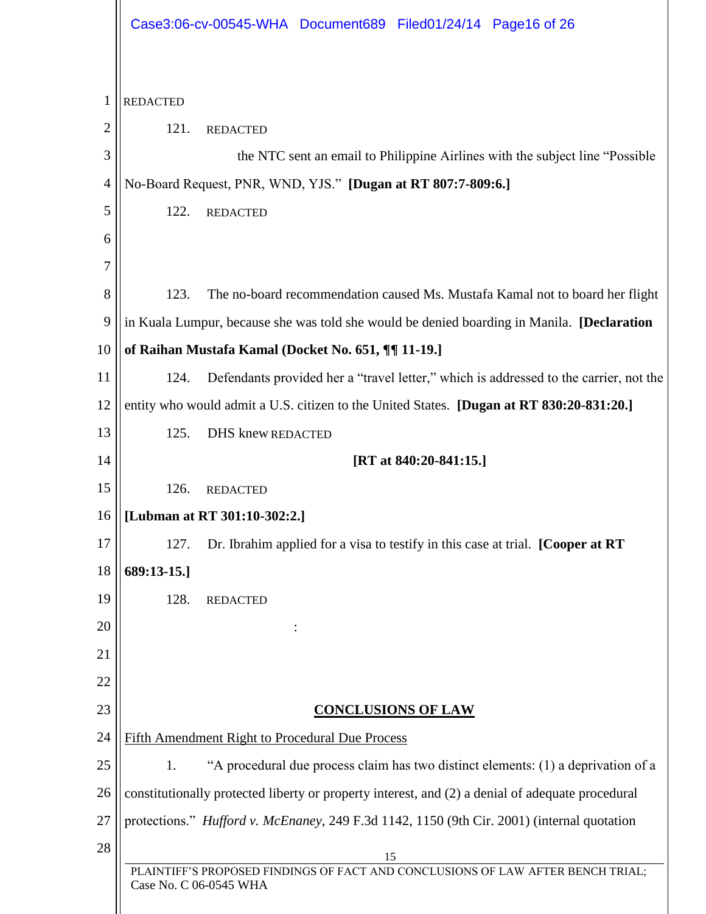REDACTED

121. REDACTED the NTC sent an email to Philippine Airlines with the subject line "Possible No-Board Request, PNR, WND, YJS." **[Dugan at RT 807:7-809:6.]**

122. REDACTED

123. The no-board recommendation caused Ms. Mustafa Kamal not to board her flight in Kuala Lumpur, because she was told she would be denied boarding in Manila. **[Declaration of Raihan Mustafa Kamal (Docket No. 651, ¶¶ 11-19.]**

124. Defendants provided her a "travel letter," which is addressed to the carrier, not the entity who would admit a U.S. citizen to the United States. **[Dugan at RT 830:20-831:20.]**

125. DHS knew REDACTED **[RT at 840:20-841:15.]**

126. REDACTED **[Lubman at RT 301:10-302:2.]**

127. Dr. Ibrahim applied for a visa to testify in this case at trial. **[Cooper at RT 689:13-15.]**

128. REDACTED

:

## CONCLUSIONS OF LAW

Fifth Amendment Right to Procedural Due Process

1. "A procedural due process claim has two distinct elements: (1) a deprivation of a constitutionally protected liberty or property interest, and (2) a denial of adequate procedural protections." *Hufford v. McEnaney*, 249 F.3d 1142, 1150 (9th Cir. 2001) (internal quotation

PLAINTIFF'S PROPOSED FINDINGS OF FACT AND CONCLUSIONS OF LAW AFTER BENCH TRIAL; Case No. C 06-0545 WHA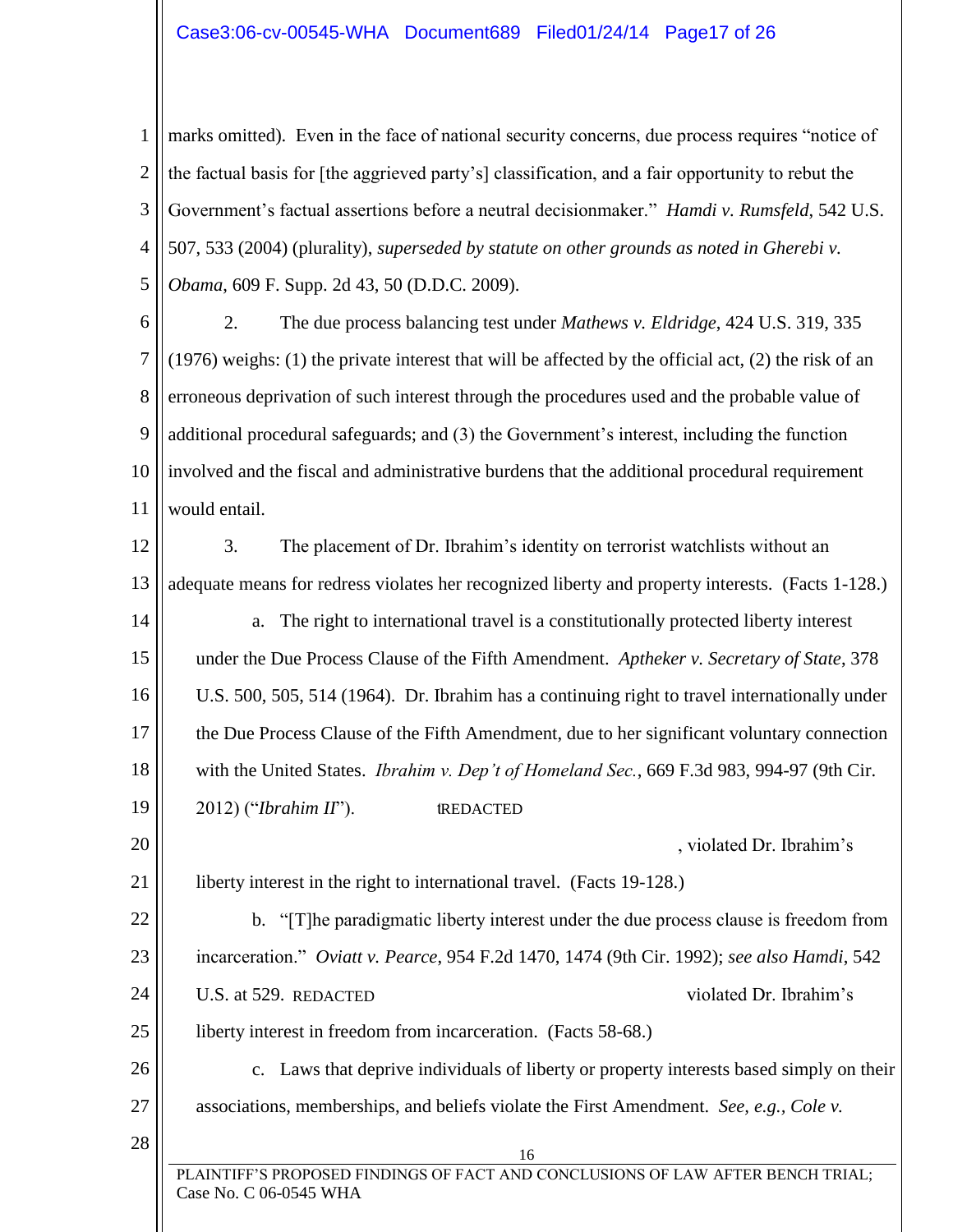marks omitted). Even in the face of national security concerns, due process requires "notice of the factual basis for [the aggrieved party's] classification, and a fair opportunity to rebut the Government's factual assertions before a neutral decisionmaker." *Hamdi v. Rumsfeld*, 542 U.S. 507, 533 (2004) (plurality), *superseded by statute on other grounds as noted in Gherebi v. Obama*, 609 F. Supp. 2d 43, 50 (D.D.C. 2009).

2. The due process balancing test under *Mathews v. Eldridge*, 424 U.S. 319, 335 (1976) weighs: (1) the private interest that will be affected by the official act, (2) the risk of an erroneous deprivation of such interest through the procedures used and the probable value of additional procedural safeguards; and (3) the Government's interest, including the function involved and the fiscal and administrative burdens that the additional procedural requirement would entail.

3. The placement of Dr. Ibrahim's identity on terrorist watchlists without an adequate means for redress violates her recognized liberty and property interests. (Facts 1-128.)

a. The right to international travel is a constitutionally protected liberty interest under the Due Process Clause of the Fifth Amendment. *Aptheker v. Secretary of State*, 378 U.S. 500, 505, 514 (1964). Dr. Ibrahim has a continuing right to travel internationally under the Due Process Clause of the Fifth Amendment, due to her significant voluntary connection with the United States. *Ibrahim v. Dep't of Homeland Sec.*, 669 F.3d 983, 994-97 (9th Cir. 2012) ("*Ibrahim II*"). REDACTED , violated Dr. Ibrahim's liberty interest in the right to international travel. (Facts 19-128.)

b. "[T]he paradigmatic liberty interest under the due process clause is freedom from incarceration." *Oviatt v. Pearce*, 954 F.2d 1470, 1474 (9th Cir. 1992); *see also Hamdi*, 542 U.S. at 529. REDACTED violated Dr. Ibrahim's liberty interest in freedom from incarceration. (Facts 58-68.)

c. Laws that deprive individuals of liberty or property interests based simply on their associations, memberships, and beliefs violate the First Amendment. *See, e.g., Cole v.*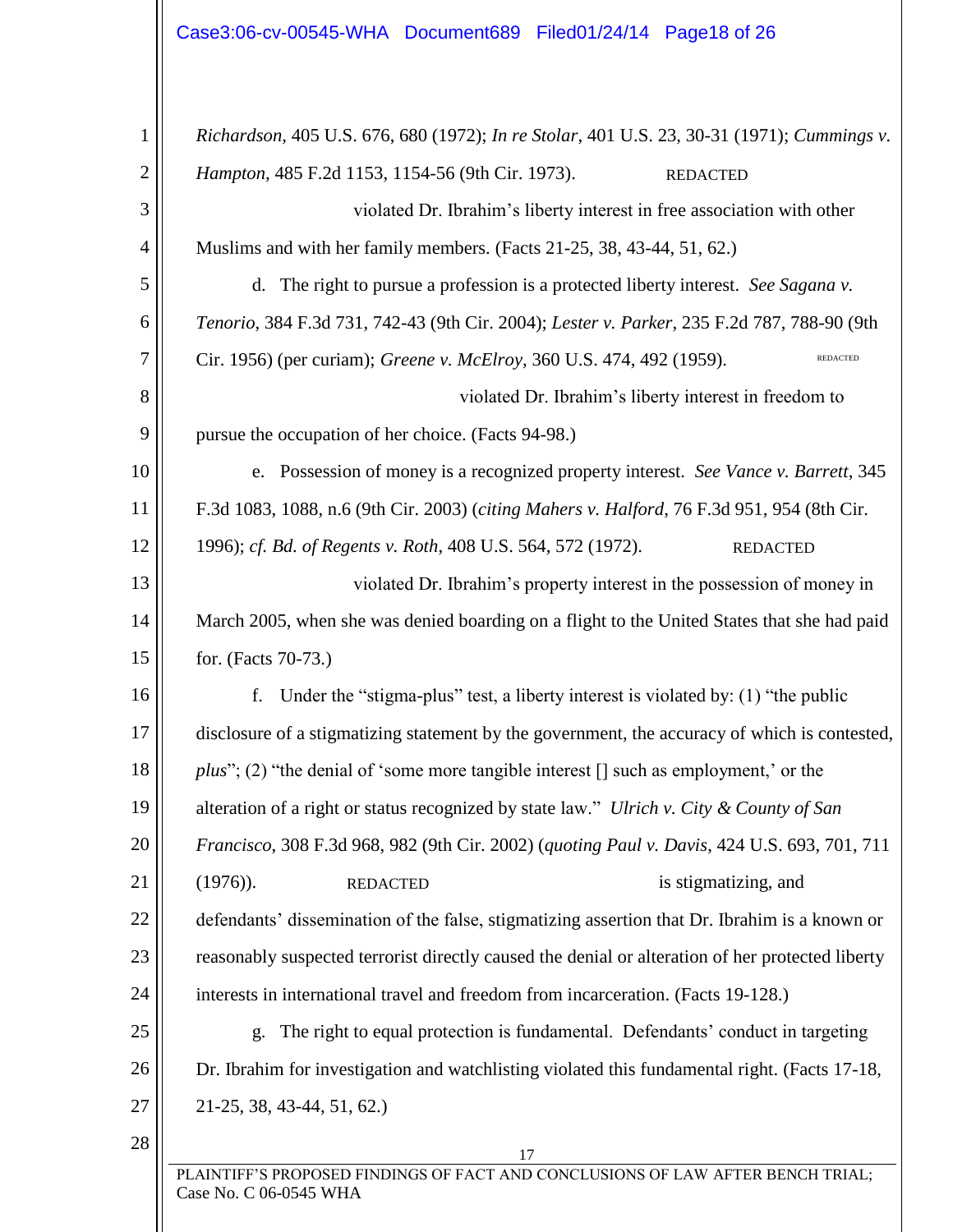*Richardson*, 405 U.S. 676, 680 (1972); *In re Stolar*, 401 U.S. 23, 30-31 (1971); *Cummings v. Hampton*, 485 F.2d 1153, 1154-56 (9th Cir. 1973). REDACTED violated Dr. Ibrahim's liberty interest in free association with other Muslims and with her family members. (Facts 21-25, 38, 43-44, 51, 62.)

d. The right to pursue a profession is a protected liberty interest. *See Sagana v. Tenorio*, 384 F.3d 731, 742-43 (9th Cir. 2004); *Lester v. Parker*, 235 F.2d 787, 788-90 (9th Cir. 1956) (per curiam); *Greene v. McElroy*, 360 U.S. 474, 492 (1959). REDACTED violated Dr. Ibrahim's liberty interest in freedom to pursue the occupation of her choice. (Facts 94-98.)

e. Possession of money is a recognized property interest. *See Vance v. Barrett*, 345 F.3d 1083, 1088, n.6 (9th Cir. 2003) (*citing Mahers v. Halford*, 76 F.3d 951, 954 (8th Cir. 1996); *cf. Bd. of Regents v. Roth*, 408 U.S. 564, 572 (1972). REDACTED violated Dr. Ibrahim's property interest in the possession of money in March 2005, when she was denied boarding on a flight to the United States that she had paid for. (Facts 70-73.)

f. Under the "stigma-plus" test, a liberty interest is violated by: (1) "the public disclosure of a stigmatizing statement by the government, the accuracy of which is contested, *plus*"; (2) "the denial of 'some more tangible interest [] such as employment,' or the alteration of a right or status recognized by state law." *Ulrich v. City & County of San Francisco*, 308 F.3d 968, 982 (9th Cir. 2002) (*quoting Paul v. Davis*, 424 U.S. 693, 701, 711 (1976)). REDACTED is stigmatizing, and defendants' dissemination of the false, stigmatizing assertion that Dr. Ibrahim is a known or reasonably suspected terrorist directly caused the denial or alteration of her protected liberty interests in international travel and freedom from incarceration. (Facts 19-128.)

g. The right to equal protection is fundamental. Defendants' conduct in targeting Dr. Ibrahim for investigation and watchlisting violated this fundamental right. (Facts 17-18, 21-25, 38, 43-44, 51, 62.)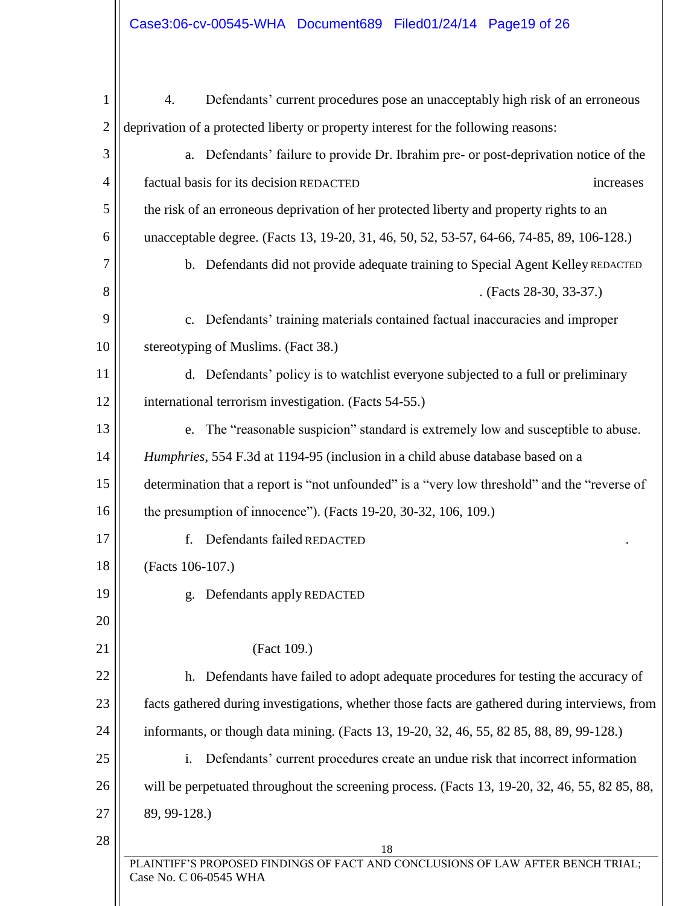4. Defendants' current procedures pose an unacceptably high risk of an erroneous deprivation of a protected liberty or property interest for the following reasons:

a. Defendants' failure to provide Dr. Ibrahim pre- or post-deprivation notice of the factual basis for its decision REDACTED increases the risk of an erroneous deprivation of her protected liberty and property rights to an unacceptable degree. (Facts 13, 19-20, 31, 46, 50, 52, 53-57, 64-66, 74-85, 89, 106-128.)

b. Defendants did not provide adequate training to Special Agent Kelley REDACTED . (Facts 28-30, 33-37.)

c. Defendants' training materials contained factual inaccuracies and improper stereotyping of Muslims. (Fact 38.)

d. Defendants' policy is to watchlist everyone subjected to a full or preliminary international terrorism investigation. (Facts 54-55.)

e. The "reasonable suspicion" standard is extremely low and susceptible to abuse. *Humphries*, 554 F.3d at 1194-95 (inclusion in a child abuse database based on a determination that a report is "not unfounded" is a "very low threshold" and the "reverse of the presumption of innocence"). (Facts 19-20, 30-32, 106, 109.)

f. Defendants failed REDACTED . (Facts 106-107.)

g. Defendants apply REDACTED (Fact 109.)

h. Defendants have failed to adopt adequate procedures for testing the accuracy of facts gathered during investigations, whether those facts are gathered during interviews, from informants, or though data mining. (Facts 13, 19-20, 32, 46, 55, 82 85, 88, 89, 99-128.)

i. Defendants' current procedures create an undue risk that incorrect information will be perpetuated throughout the screening process. (Facts 13, 19-20, 32, 46, 55, 82 85, 88, 89, 99-128.)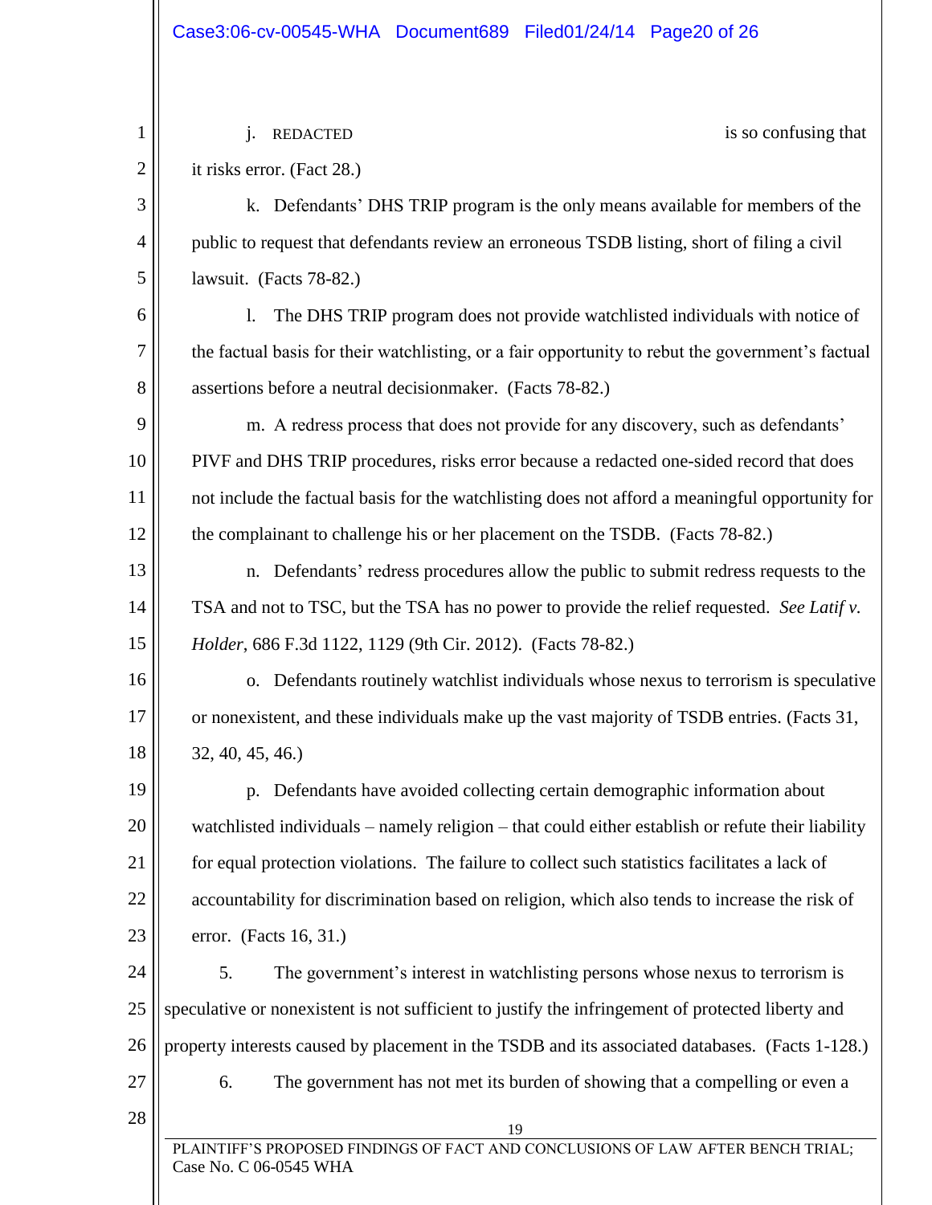j. REDACTED is so confusing that it risks error. (Fact 28.)

k. Defendants' DHS TRIP program is the only means available for members of the public to request that defendants review an erroneous TSDB listing, short of filing a civil lawsuit. (Facts 78-82.)

l. The DHS TRIP program does not provide watchlisted individuals with notice of the factual basis for their watchlisting, or a fair opportunity to rebut the government's factual assertions before a neutral decisionmaker. (Facts 78-82.)

m. A redress process that does not provide for any discovery, such as defendants' PIVF and DHS TRIP procedures, risks error because a redacted one-sided record that does not include the factual basis for the watchlisting does not afford a meaningful opportunity for the complainant to challenge his or her placement on the TSDB. (Facts 78-82.)

n. Defendants' redress procedures allow the public to submit redress requests to the TSA and not to TSC, but the TSA has no power to provide the relief requested. *See Latif v. Holder*, 686 F.3d 1122, 1129 (9th Cir. 2012). (Facts 78-82.)

o. Defendants routinely watchlist individuals whose nexus to terrorism is speculative or nonexistent, and these individuals make up the vast majority of TSDB entries. (Facts 31, 32, 40, 45, 46.)

p. Defendants have avoided collecting certain demographic information about watchlisted individuals – namely religion – that could either establish or refute their liability for equal protection violations. The failure to collect such statistics facilitates a lack of accountability for discrimination based on religion, which also tends to increase the risk of error. (Facts 16, 31.)

5. The government's interest in watchlisting persons whose nexus to terrorism is speculative or nonexistent is not sufficient to justify the infringement of protected liberty and property interests caused by placement in the TSDB and its associated databases. (Facts 1-128.)

6. The government has not met its burden of showing that a compelling or even a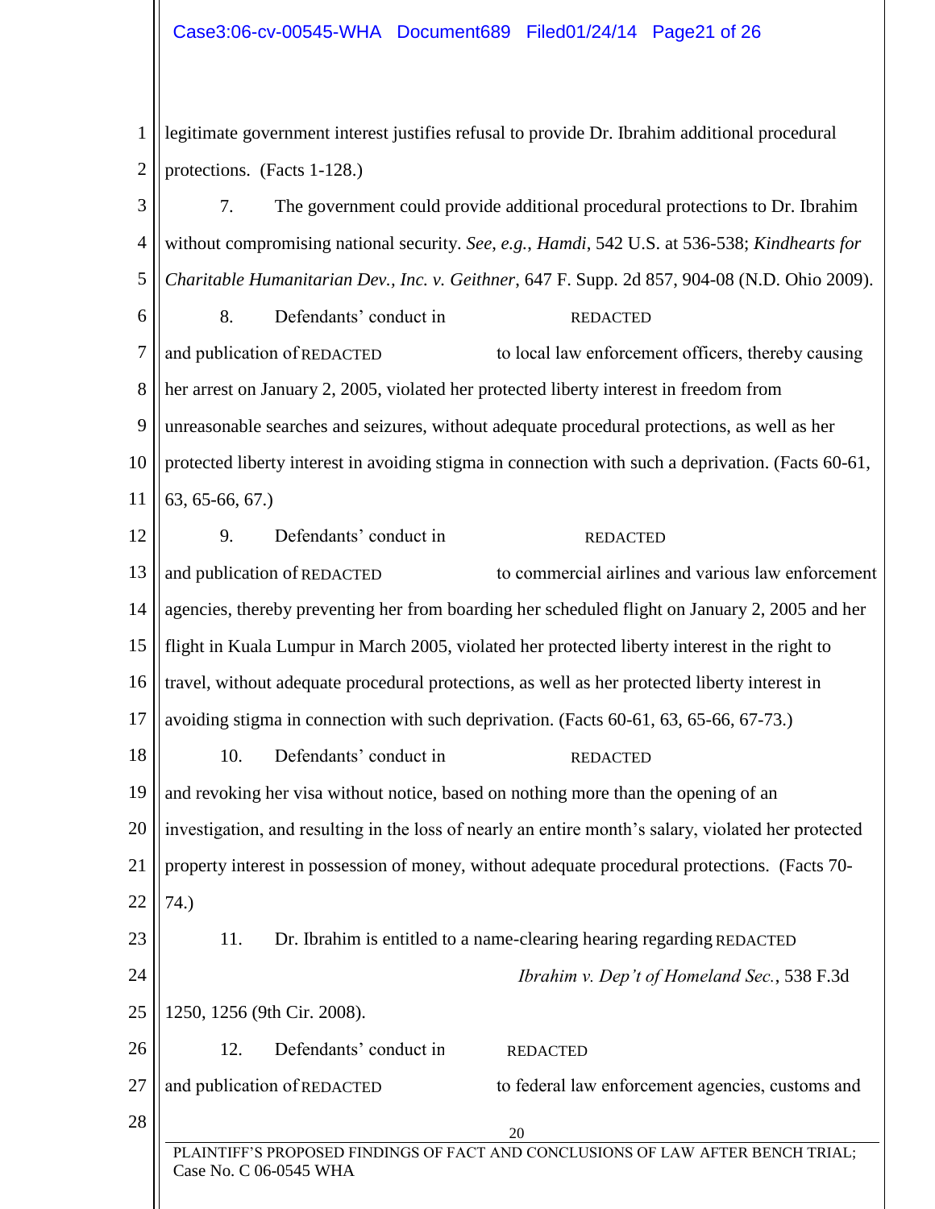legitimate government interest justifies refusal to provide Dr. Ibrahim additional procedural protections. (Facts 1-128.)

7. The government could provide additional procedural protections to Dr. Ibrahim without compromising national security. *See, e.g.*, *Hamdi*, 542 U.S. at 536-538; *Kindhearts for Charitable Humanitarian Dev., Inc. v. Geithner*, 647 F. Supp. 2d 857, 904-08 (N.D. Ohio 2009).

8. Defendants' conduct in REDACTED and publication of REDACTED to local law enforcement officers, thereby causing her arrest on January 2, 2005, violated her protected liberty interest in freedom from unreasonable searches and seizures, without adequate procedural protections, as well as her protected liberty interest in avoiding stigma in connection with such a deprivation. (Facts 60-61, 63, 65-66, 67.)

9. Defendants' conduct in REDACTED and publication of REDACTED to commercial airlines and various law enforcement agencies, thereby preventing her from boarding her scheduled flight on January 2, 2005 and her flight in Kuala Lumpur in March 2005, violated her protected liberty interest in the right to travel, without adequate procedural protections, as well as her protected liberty interest in avoiding stigma in connection with such deprivation. (Facts 60-61, 63, 65-66, 67-73.)

10. Defendants' conduct in REDACTED and revoking her visa without notice, based on nothing more than the opening of an investigation, and resulting in the loss of nearly an entire month's salary, violated her protected property interest in possession of money, without adequate procedural protections. (Facts 70-74.)

11. Dr. Ibrahim is entitled to a name-clearing hearing regarding REDACTED *Ibrahim v. Dep't of Homeland Sec.*, 538 F.3d 1250, 1256 (9th Cir. 2008).

12. Defendants' conduct in REDACTED and publication of REDACTED to federal law enforcement agencies, customs and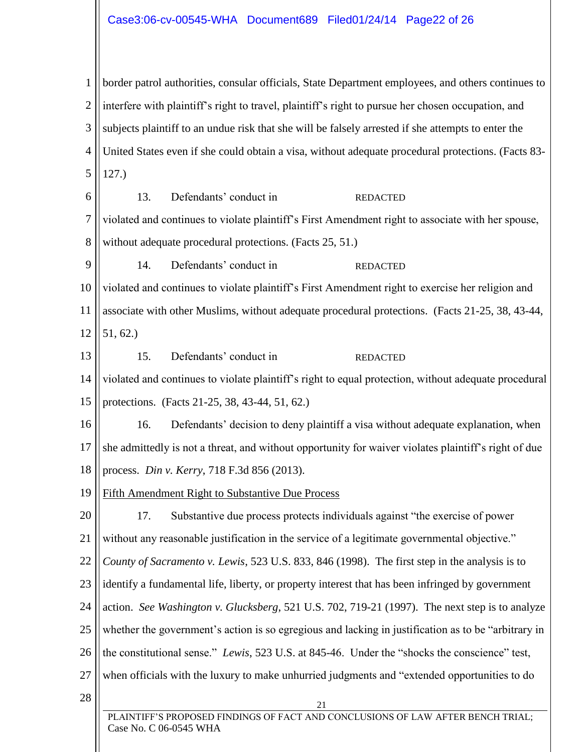border patrol authorities, consular officials, State Department employees, and others continues to interfere with plaintiff's right to travel, plaintiff's right to pursue her chosen occupation, and subjects plaintiff to an undue risk that she will be falsely arrested if she attempts to enter the United States even if she could obtain a visa, without adequate procedural protections. (Facts 83-127.)

13. Defendants' conduct in REDACTED violated and continues to violate plaintiff's First Amendment right to associate with her spouse, without adequate procedural protections. (Facts 25, 51.)

14. Defendants' conduct in REDACTED violated and continues to violate plaintiff's First Amendment right to exercise her religion and associate with other Muslims, without adequate procedural protections. (Facts 21-25, 38, 43-44, 51, 62.)

15. Defendants' conduct in REDACTED violated and continues to violate plaintiff's right to equal protection, without adequate procedural protections. (Facts 21-25, 38, 43-44, 51, 62.)

16. Defendants' decision to deny plaintiff a visa without adequate explanation, when she admittedly is not a threat, and without opportunity for waiver violates plaintiff's right of due process. *Din v. Kerry*, 718 F.3d 856 (2013).

<u>Fifth Amendment Right to Substantive Due Process</u>

17. Substantive due process protects individuals against "the exercise of power without any reasonable justification in the service of a legitimate governmental objective." *County of Sacramento v. Lewis*, 523 U.S. 833, 846 (1998). The first step in the analysis is to identify a fundamental life, liberty, or property interest that has been infringed by government action. *See Washington v. Glucksberg*, 521 U.S. 702, 719-21 (1997). The next step is to analyze whether the government's action is so egregious and lacking in justification as to be "arbitrary in the constitutional sense." *Lewis*, 523 U.S. at 845-46. Under the "shocks the conscience" test, when officials with the luxury to make unhurried judgments and "extended opportunities to do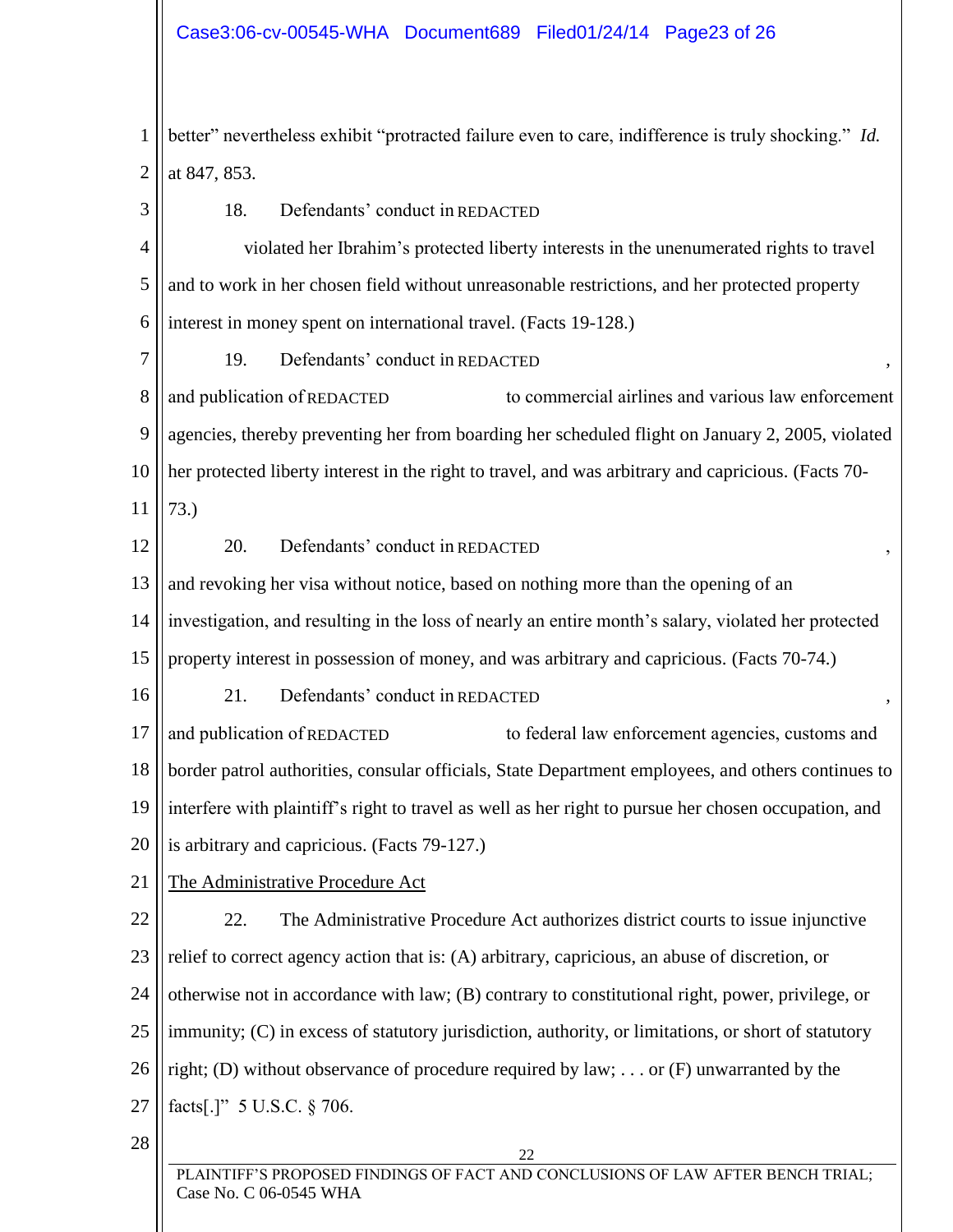better" nevertheless exhibit "protracted failure even to care, indifference is truly shocking." *Id.* at 847, 853.

18. Defendants' conduct in REDACTED violated her Ibrahim's protected liberty interests in the unenumerated rights to travel and to work in her chosen field without unreasonable restrictions, and her protected property interest in money spent on international travel. (Facts 19-128.)

19. Defendants' conduct in REDACTED, and publication of REDACTED to commercial airlines and various law enforcement agencies, thereby preventing her from boarding her scheduled flight on January 2, 2005, violated her protected liberty interest in the right to travel, and was arbitrary and capricious. (Facts 70-73.)

20. Defendants' conduct in REDACTED, and revoking her visa without notice, based on nothing more than the opening of an investigation, and resulting in the loss of nearly an entire month's salary, violated her protected property interest in possession of money, and was arbitrary and capricious. (Facts 70-74.)

21. Defendants' conduct in REDACTED, and publication of REDACTED to federal law enforcement agencies, customs and border patrol authorities, consular officials, State Department employees, and others continues to interfere with plaintiff's right to travel as well as her right to pursue her chosen occupation, and is arbitrary and capricious. (Facts 79-127.)

<u>The Administrative Procedure Act</u>

22. The Administrative Procedure Act authorizes district courts to issue injunctive relief to correct agency action that is: (A) arbitrary, capricious, an abuse of discretion, or otherwise not in accordance with law; (B) contrary to constitutional right, power, privilege, or immunity; (C) in excess of statutory jurisdiction, authority, or limitations, or short of statutory right; (D) without observance of procedure required by law; . . . or (F) unwarranted by the facts[.]" 5 U.S.C. § 706.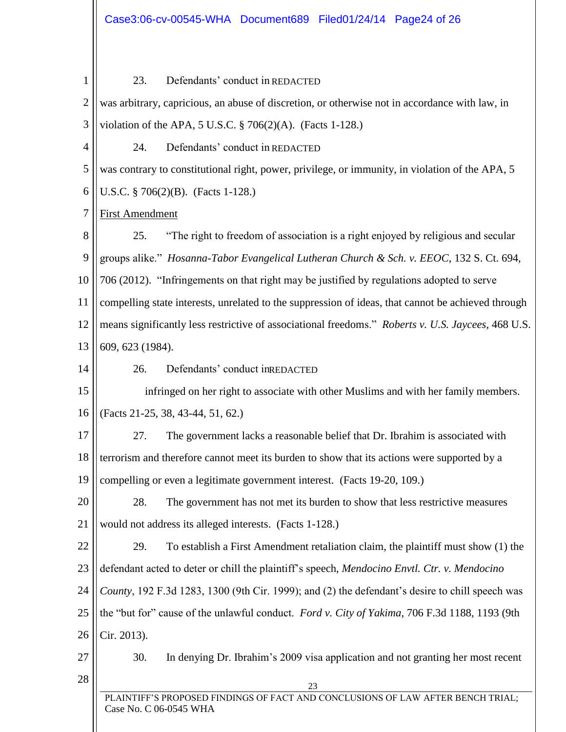23. Defendants' conduct in REDACTED was arbitrary, capricious, an abuse of discretion, or otherwise not in accordance with law, in violation of the APA, 5 U.S.C. § 706(2)(A). (Facts 1-128.)

24. Defendants' conduct in REDACTED was contrary to constitutional right, power, privilege, or immunity, in violation of the APA, 5 U.S.C. § 706(2)(B). (Facts 1-128.)

First Amendment

25. "The right to freedom of association is a right enjoyed by religious and secular groups alike." *Hosanna-Tabor Evangelical Lutheran Church & Sch. v. EEOC*, 132 S. Ct. 694, 706 (2012). "Infringements on that right may be justified by regulations adopted to serve compelling state interests, unrelated to the suppression of ideas, that cannot be achieved through means significantly less restrictive of associational freedoms." *Roberts v. U.S. Jaycees*, 468 U.S. 609, 623 (1984).

26. Defendants' conduct in REDACTED infringed on her right to associate with other Muslims and with her family members. (Facts 21-25, 38, 43-44, 51, 62.)

27. The government lacks a reasonable belief that Dr. Ibrahim is associated with terrorism and therefore cannot meet its burden to show that its actions were supported by a compelling or even a legitimate government interest. (Facts 19-20, 109.)

28. The government has not met its burden to show that less restrictive measures would not address its alleged interests. (Facts 1-128.)

29. To establish a First Amendment retaliation claim, the plaintiff must show (1) the defendant acted to deter or chill the plaintiff's speech, *Mendocino Envtl. Ctr. v. Mendocino County*, 192 F.3d 1283, 1300 (9th Cir. 1999); and (2) the defendant's desire to chill speech was the "but for" cause of the unlawful conduct. *Ford v. City of Yakima*, 706 F.3d 1188, 1193 (9th Cir. 2013).

30. In denying Dr. Ibrahim's 2009 visa application and not granting her most recent

PLAINTIFF'S PROPOSED FINDINGS OF FACT AND CONCLUSIONS OF LAW AFTER BENCH TRIAL; Case No. C 06-0545 WHA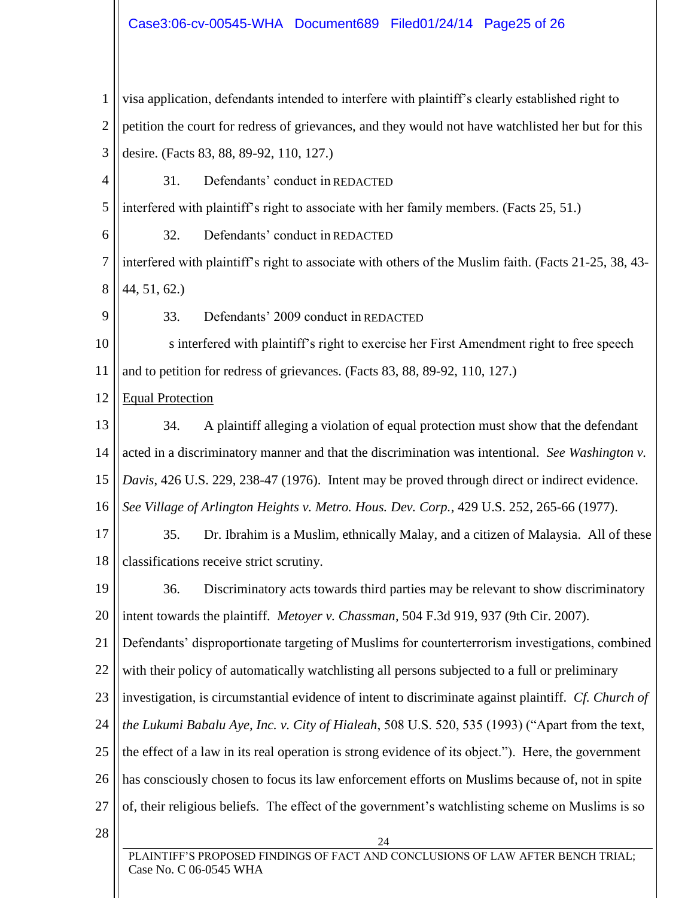visa application, defendants intended to interfere with plaintiff's clearly established right to petition the court for redress of grievances, and they would not have watchlisted her but for this desire. (Facts 83, 88, 89-92, 110, 127.)

31. Defendants' conduct in REDACTED interfered with plaintiff's right to associate with her family members. (Facts 25, 51.)

32. Defendants' conduct in REDACTED interfered with plaintiff's right to associate with others of the Muslim faith. (Facts 21-25, 38, 43-44, 51, 62.)

33. Defendants' 2009 conduct in REDACTED s interfered with plaintiff's right to exercise her First Amendment right to free speech and to petition for redress of grievances. (Facts 83, 88, 89-92, 110, 127.)

Equal Protection

34. A plaintiff alleging a violation of equal protection must show that the defendant acted in a discriminatory manner and that the discrimination was intentional. *See Washington v. Davis*, 426 U.S. 229, 238-47 (1976). Intent may be proved through direct or indirect evidence. *See Village of Arlington Heights v. Metro. Hous. Dev. Corp.*, 429 U.S. 252, 265-66 (1977).

35. Dr. Ibrahim is a Muslim, ethnically Malay, and a citizen of Malaysia. All of these classifications receive strict scrutiny.

36. Discriminatory acts towards third parties may be relevant to show discriminatory intent towards the plaintiff. *Metoyer v. Chassman*, 504 F.3d 919, 937 (9th Cir. 2007). Defendants' disproportionate targeting of Muslims for counterterrorism investigations, combined with their policy of automatically watchlisting all persons subjected to a full or preliminary investigation, is circumstantial evidence of intent to discriminate against plaintiff. *Cf. Church of the Lukumi Babalu Aye, Inc. v. City of Hialeah*, 508 U.S. 520, 535 (1993) ("Apart from the text, the effect of a law in its real operation is strong evidence of its object."). Here, the government has consciously chosen to focus its law enforcement efforts on Muslims because of, not in spite of, their religious beliefs. The effect of the government's watchlisting scheme on Muslims is so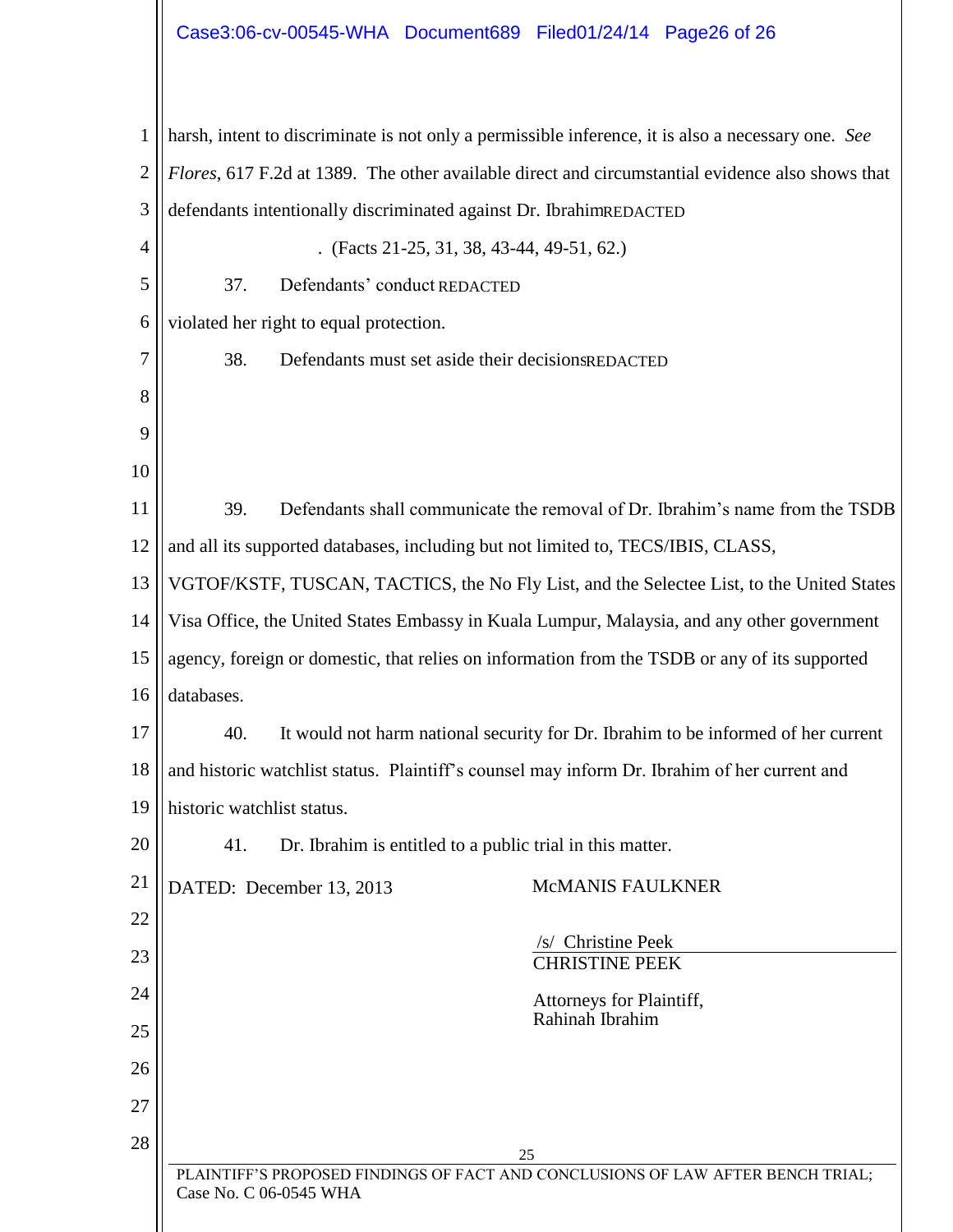harsh, intent to discriminate is not only a permissible inference, it is also a necessary one. *See Flores*, 617 F.2d at 1389. The other available direct and circumstantial evidence also shows that defendants intentionally discriminated against Dr. Ibrahim REDACTED

. (Facts 21-25, 31, 38, 43-44, 49-51, 62.)

37. Defendants' conduct REDACTED violated her right to equal protection.

38. Defendants must set aside their decisions REDACTED

39. Defendants shall communicate the removal of Dr. Ibrahim's name from the TSDB and all its supported databases, including but not limited to, TECS/IBIS, CLASS, VGTOF/KSTF, TUSCAN, TACTICS, the No Fly List, and the Selectee List, to the United States Visa Office, the United States Embassy in Kuala Lumpur, Malaysia, and any other government agency, foreign or domestic, that relies on information from the TSDB or any of its supported databases.

40. It would not harm national security for Dr. Ibrahim to be informed of her current and historic watchlist status. Plaintiff's counsel may inform Dr. Ibrahim of her current and historic watchlist status.

41. Dr. Ibrahim is entitled to a public trial in this matter.

DATED: December 13, 2013

McMANIS FAULKNER

/s/ Christine Peek
CHRISTINE PEEK

Attorneys for Plaintiff,
Rahinah Ibrahim

PLAINTIFF'S PROPOSED FINDINGS OF FACT AND CONCLUSIONS OF LAW AFTER BENCH TRIAL; Case No. C 06-0545 WHA